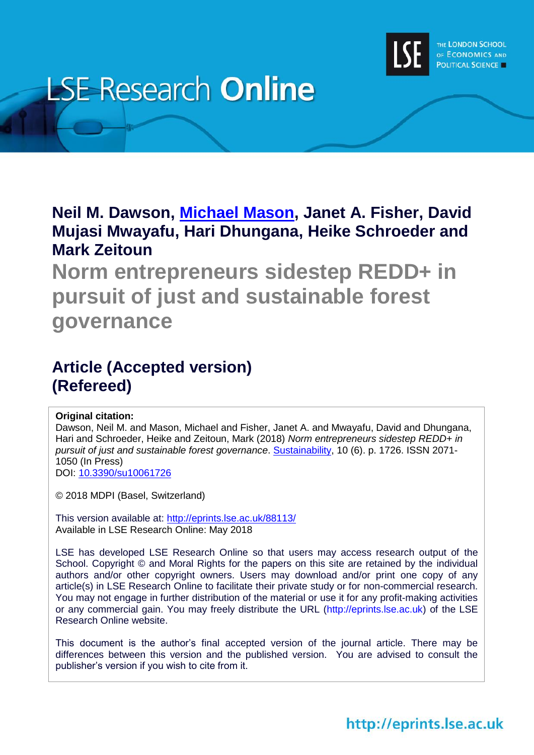# LSE Research Online

**Neil M. Dawson, [Michael Mason](), Janet A. Fisher, David Mujasi Mwayafu, Hari Dhungana, Heike Schroeder and Mark Zeitoun**

## Norm entrepreneurs sidestep REDD+ in pursuit of just and sustainable forest governance

### Article (Accepted version) (Refereed)

**Original citation:**
Dawson, Neil M. and Mason, Michael and Fisher, Janet A. and Mwayafu, David and Dhungana, Hari and Schroeder, Heike and Zeitoun, Mark (2018) *Norm entrepreneurs sidestep REDD+ in pursuit of just and sustainable forest governance*. Sustainability, 10 (6). p. 1726. ISSN 2071-1050 (In Press)
DOI: 10.3390/su10061726

© 2018 MDPI (Basel, Switzerland)

This version available at: http://eprints.lse.ac.uk/88113/
Available in LSE Research Online: May 2018

LSE has developed LSE Research Online so that users may access research output of the School. Copyright © and Moral Rights for the papers on this site are retained by the individual authors and/or other copyright owners. Users may download and/or print one copy of any article(s) in LSE Research Online to facilitate their private study or for non-commercial research. You may not engage in further distribution of the material or use it for any profit-making activities or any commercial gain. You may freely distribute the URL (http://eprints.lse.ac.uk) of the LSE Research Online website.

This document is the author's final accepted version of the journal article. There may be differences between this version and the published version. You are advised to consult the publisher's version if you wish to cite from it.

http://eprints.lse.ac.uk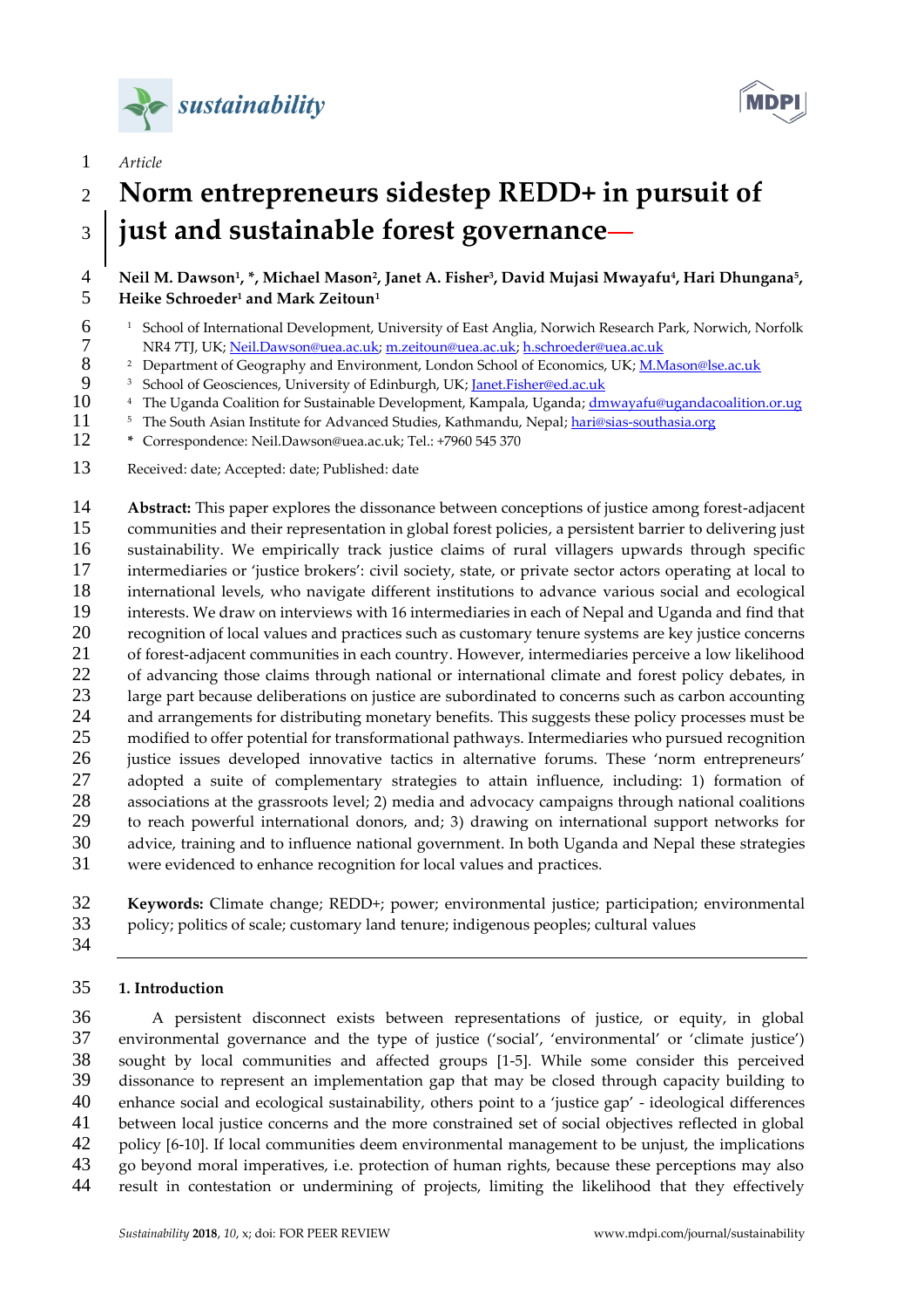Article

# Norm entrepreneurs sidestep REDD+ in pursuit of just and sustainable forest governance

**Neil M. Dawson[1], *, Michael Mason[2], Janet A. Fisher[3], David Mujasi Mwayafu[4], Hari Dhungana[5], Heike Schroeder[1] and Mark Zeitoun[1]**

[1] School of International Development, University of East Anglia, Norwich Research Park, Norwich, Norfolk NR4 7TJ, UK; Neil.Dawson@uea.ac.uk; m.zeitoun@uea.ac.uk; h.schroeder@uea.ac.uk
[2] Department of Geography and Environment, London School of Economics, UK; M.Mason@lse.ac.uk
[3] School of Geosciences, University of Edinburgh, UK; Janet.Fisher@ed.ac.uk
[4] The Uganda Coalition for Sustainable Development, Kampala, Uganda; dmwayafu@ugandacoalition.or.ug
[5] The South Asian Institute for Advanced Studies, Kathmandu, Nepal; hari@sias-southasia.org
* Correspondence: Neil.Dawson@uea.ac.uk; Tel.: +7960 545 370

Received: date; Accepted: date; Published: date

**Abstract:** This paper explores the dissonance between conceptions of justice among forest-adjacent communities and their representation in global forest policies, a persistent barrier to delivering just sustainability. We empirically track justice claims of rural villagers upwards through specific intermediaries or 'justice brokers': civil society, state, or private sector actors operating at local to international levels, who navigate different institutions to advance various social and ecological interests. We draw on interviews with 16 intermediaries in each of Nepal and Uganda and find that recognition of local values and practices such as customary tenure systems are key justice concerns of forest-adjacent communities in each country. However, intermediaries perceive a low likelihood of advancing those claims through national or international climate and forest policy debates, in large part because deliberations on justice are subordinated to concerns such as carbon accounting and arrangements for distributing monetary benefits. This suggests these policy processes must be modified to offer potential for transformational pathways. Intermediaries who pursued recognition justice issues developed innovative tactics in alternative forums. These 'norm entrepreneurs' adopted a suite of complementary strategies to attain influence, including: 1) formation of associations at the grassroots level; 2) media and advocacy campaigns through national coalitions to reach powerful international donors, and; 3) drawing on international support networks for advice, training and to influence national government. In both Uganda and Nepal these strategies were evidenced to enhance recognition for local values and practices.

**Keywords:** Climate change; REDD+; power; environmental justice; participation; environmental policy; politics of scale; customary land tenure; indigenous peoples; cultural values

## 1. Introduction

A persistent disconnect exists between representations of justice, or equity, in global environmental governance and the type of justice ('social', 'environmental' or 'climate justice') sought by local communities and affected groups [1-5]. While some consider this perceived dissonance to represent an implementation gap that may be closed through capacity building to enhance social and ecological sustainability, others point to a 'justice gap' - ideological differences between local justice concerns and the more constrained set of social objectives reflected in global policy [6-10]. If local communities deem environmental management to be unjust, the implications go beyond moral imperatives, i.e. protection of human rights, because these perceptions may also result in contestation or undermining of projects, limiting the likelihood that they effectively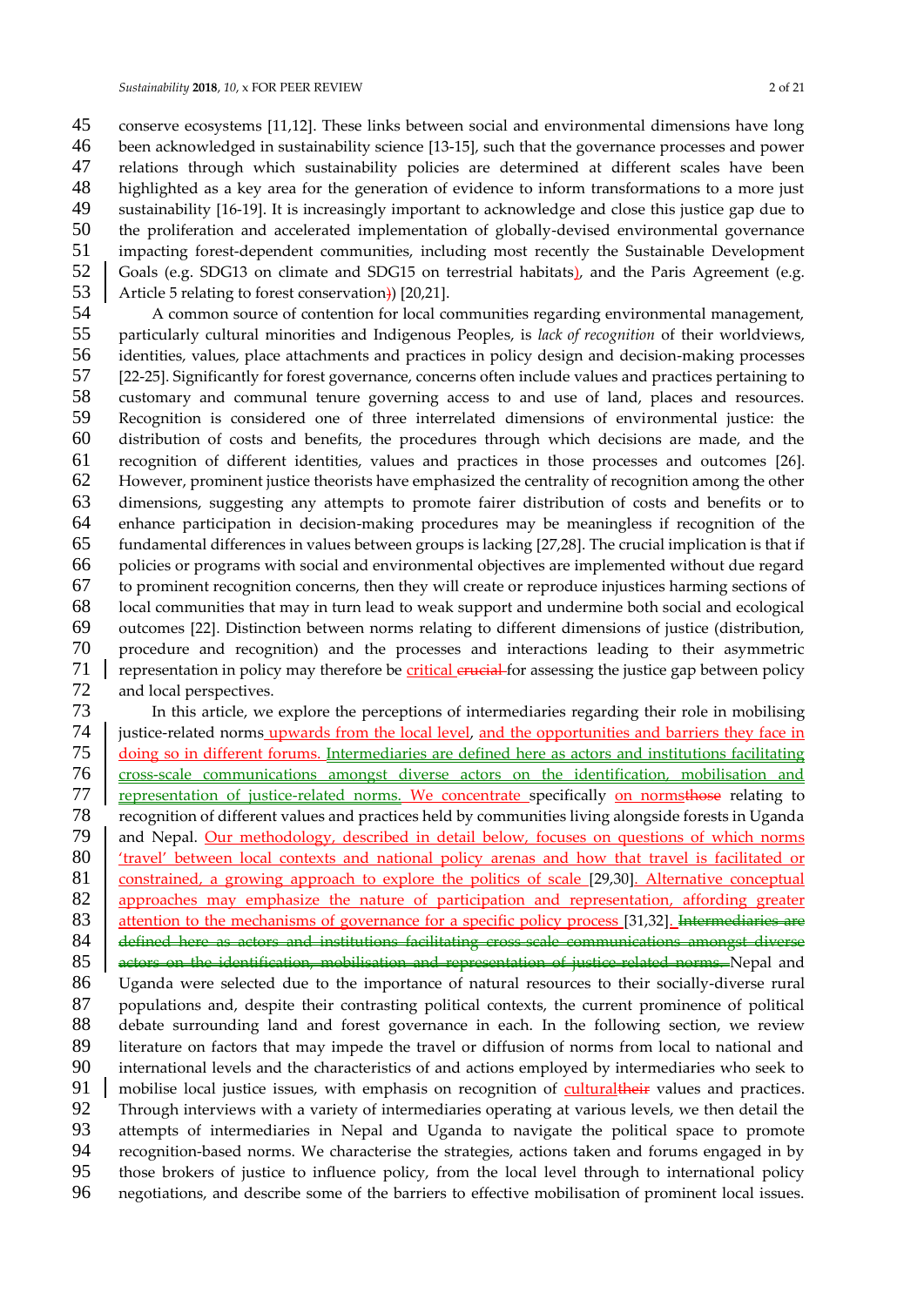conserve ecosystems [11,12]. These links between social and environmental dimensions have long been acknowledged in sustainability science [13-15], such that the governance processes and power relations through which sustainability policies are determined at different scales have been highlighted as a key area for the generation of evidence to inform transformations to a more just sustainability [16-19]. It is increasingly important to acknowledge and close this justice gap due to the proliferation and accelerated implementation of globally-devised environmental governance impacting forest-dependent communities, including most recently the Sustainable Development Goals (e.g. SDG13 on climate and SDG15 on terrestrial habitats), and the Paris Agreement (e.g. Article 5 relating to forest conservation~~)~~) [20,21].

A common source of contention for local communities regarding environmental management, particularly cultural minorities and Indigenous Peoples, is *lack of recognition* of their worldviews, identities, values, place attachments and practices in policy design and decision-making processes [22-25]. Significantly for forest governance, concerns often include values and practices pertaining to customary and communal tenure governing access to and use of land, places and resources. Recognition is considered one of three interrelated dimensions of environmental justice: the distribution of costs and benefits, the procedures through which decisions are made, and the recognition of different identities, values and practices in those processes and outcomes [26]. However, prominent justice theorists have emphasized the centrality of recognition among the other dimensions, suggesting any attempts to promote fairer distribution of costs and benefits or to enhance participation in decision-making procedures may be meaningless if recognition of the fundamental differences in values between groups is lacking [27,28]. The crucial implication is that if policies or programs with social and environmental objectives are implemented without due regard to prominent recognition concerns, then they will create or reproduce injustices harming sections of local communities that may in turn lead to weak support and undermine both social and ecological outcomes [22]. Distinction between norms relating to different dimensions of justice (distribution, procedure and recognition) and the processes and interactions leading to their asymmetric representation in policy may therefore be critical ~~crucial~~ for assessing the justice gap between policy and local perspectives.

In this article, we explore the perceptions of intermediaries regarding their role in mobilising justice-related norms upwards from the local level, and the opportunities and barriers they face in doing so in different forums. Intermediaries are defined here as actors and institutions facilitating cross-scale communications amongst diverse actors on the identification, mobilisation and representation of justice-related norms. We concentrate specifically on norms~~those~~ relating to recognition of different values and practices held by communities living alongside forests in Uganda and Nepal. Our methodology, described in detail below, focuses on questions of which norms 'travel' between local contexts and national policy arenas and how that travel is facilitated or constrained, a growing approach to explore the politics of scale [29,30]. Alternative conceptual approaches may emphasize the nature of participation and representation, affording greater attention to the mechanisms of governance for a specific policy process [31,32]. ~~Intermediaries are defined here as actors and institutions facilitating cross-scale communications amongst diverse actors on the identification, mobilisation and representation of justice-related norms.~~ Nepal and Uganda were selected due to the importance of natural resources to their socially-diverse rural populations and, despite their contrasting political contexts, the current prominence of political debate surrounding land and forest governance in each. In the following section, we review literature on factors that may impede the travel or diffusion of norms from local to national and international levels and the characteristics of and actions employed by intermediaries who seek to mobilise local justice issues, with emphasis on recognition of cultural~~their~~ values and practices. Through interviews with a variety of intermediaries operating at various levels, we then detail the attempts of intermediaries in Nepal and Uganda to navigate the political space to promote recognition-based norms. We characterise the strategies, actions taken and forums engaged in by those brokers of justice to influence policy, from the local level through to international policy negotiations, and describe some of the barriers to effective mobilisation of prominent local issues.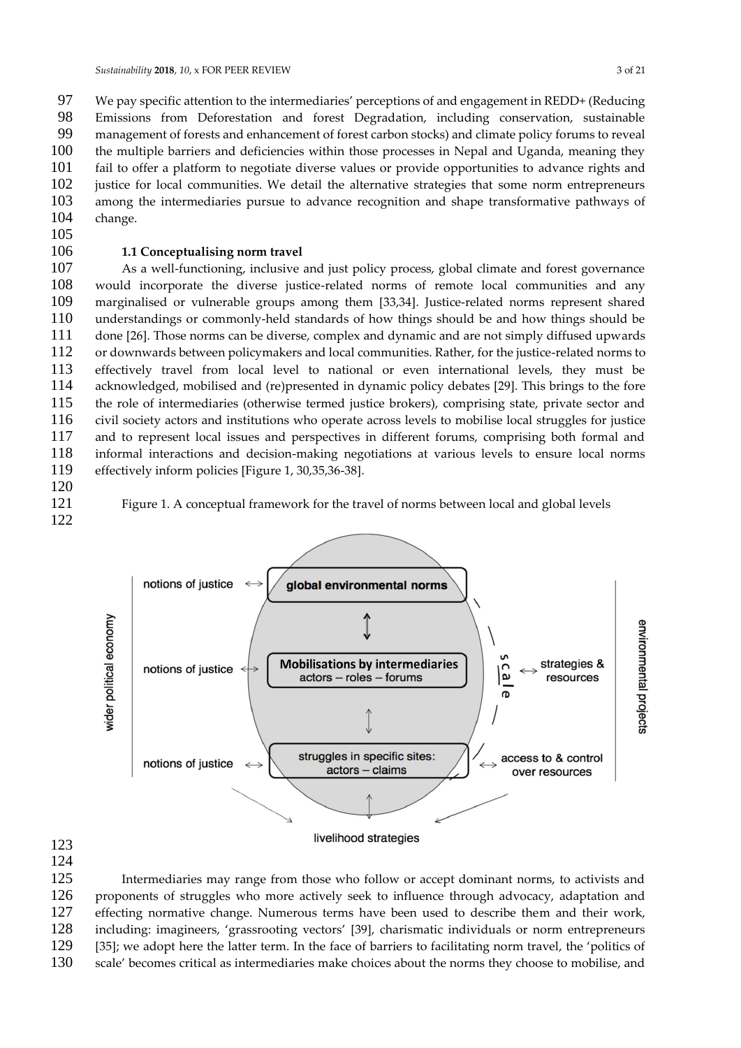We pay specific attention to the intermediaries' perceptions of and engagement in REDD+ (Reducing Emissions from Deforestation and forest Degradation, including conservation, sustainable management of forests and enhancement of forest carbon stocks) and climate policy forums to reveal the multiple barriers and deficiencies within those processes in Nepal and Uganda, meaning they fail to offer a platform to negotiate diverse values or provide opportunities to advance rights and justice for local communities. We detail the alternative strategies that some norm entrepreneurs among the intermediaries pursue to advance recognition and shape transformative pathways of change.

### 1.1 Conceptualising norm travel

As a well-functioning, inclusive and just policy process, global climate and forest governance would incorporate the diverse justice-related norms of remote local communities and any marginalised or vulnerable groups among them [33,34]. Justice-related norms represent shared understandings or commonly-held standards of how things should be and how things should be done [26]. Those norms can be diverse, complex and dynamic and are not simply diffused upwards or downwards between policymakers and local communities. Rather, for the justice-related norms to effectively travel from local level to national or even international levels, they must be acknowledged, mobilised and (re)presented in dynamic policy debates [29]. This brings to the fore the role of intermediaries (otherwise termed justice brokers), comprising state, private sector and civil society actors and institutions who operate across levels to mobilise local struggles for justice and to represent local issues and perspectives in different forums, comprising both formal and informal interactions and decision-making negotiations at various levels to ensure local norms effectively inform policies [Figure 1, 30,35,36-38].

Figure 1. A conceptual framework for the travel of norms between local and global levels

Intermediaries may range from those who follow or accept dominant norms, to activists and proponents of struggles who more actively seek to influence through advocacy, adaptation and effecting normative change. Numerous terms have been used to describe them and their work, including: imagineers, 'grassrooting vectors' [39], charismatic individuals or norm entrepreneurs [35]; we adopt here the latter term. In the face of barriers to facilitating norm travel, the 'politics of scale' becomes critical as intermediaries make choices about the norms they choose to mobilise, and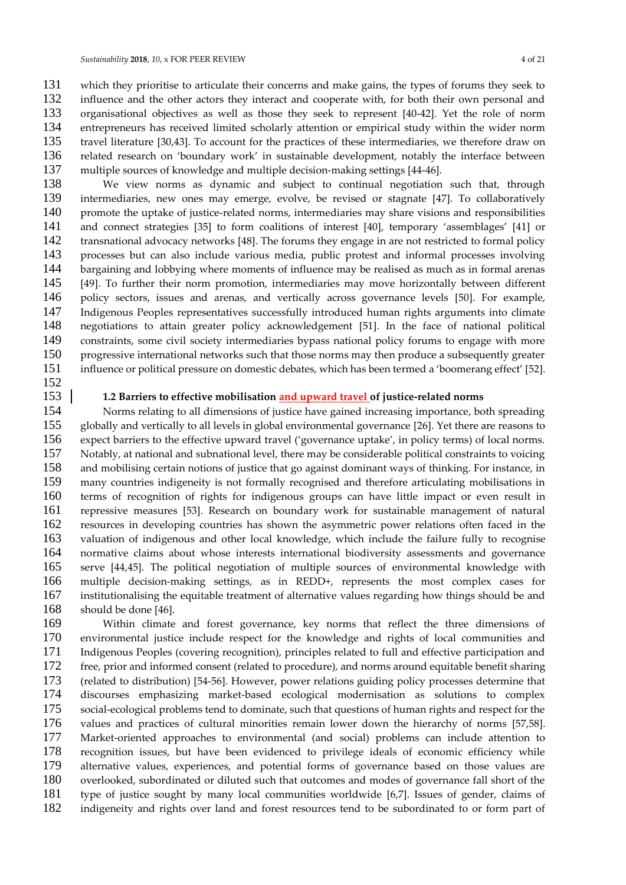which they prioritise to articulate their concerns and make gains, the types of forums they seek to influence and the other actors they interact and cooperate with, for both their own personal and organisational objectives as well as those they seek to represent [40-42]. Yet the role of norm entrepreneurs has received limited scholarly attention or empirical study within the wider norm travel literature [30,43]. To account for the practices of these intermediaries, we therefore draw on related research on 'boundary work' in sustainable development, notably the interface between multiple sources of knowledge and multiple decision-making settings [44-46].

We view norms as dynamic and subject to continual negotiation such that, through intermediaries, new ones may emerge, evolve, be revised or stagnate [47]. To collaboratively promote the uptake of justice-related norms, intermediaries may share visions and responsibilities and connect strategies [35] to form coalitions of interest [40], temporary 'assemblages' [41] or transnational advocacy networks [48]. The forums they engage in are not restricted to formal policy processes but can also include various media, public protest and informal processes involving bargaining and lobbying where moments of influence may be realised as much as in formal arenas [49]. To further their norm promotion, intermediaries may move horizontally between different policy sectors, issues and arenas, and vertically across governance levels [50]. For example, Indigenous Peoples representatives successfully introduced human rights arguments into climate negotiations to attain greater policy acknowledgement [51]. In the face of national political constraints, some civil society intermediaries bypass national policy forums to engage with more progressive international networks such that those norms may then produce a subsequently greater influence or political pressure on domestic debates, which has been termed a 'boomerang effect' [52].

### 1.2 Barriers to effective mobilisation and upward travel of justice-related norms

Norms relating to all dimensions of justice have gained increasing importance, both spreading globally and vertically to all levels in global environmental governance [26]. Yet there are reasons to expect barriers to the effective upward travel ('governance uptake', in policy terms) of local norms. Notably, at national and subnational level, there may be considerable political constraints to voicing and mobilising certain notions of justice that go against dominant ways of thinking. For instance, in many countries indigeneity is not formally recognised and therefore articulating mobilisations in terms of recognition of rights for indigenous groups can have little impact or even result in repressive measures [53]. Research on boundary work for sustainable management of natural resources in developing countries has shown the asymmetric power relations often faced in the valuation of indigenous and other local knowledge, which include the failure fully to recognise normative claims about whose interests international biodiversity assessments and governance serve [44,45]. The political negotiation of multiple sources of environmental knowledge with multiple decision-making settings, as in REDD+, represents the most complex cases for institutionalising the equitable treatment of alternative values regarding how things should be and should be done [46].

Within climate and forest governance, key norms that reflect the three dimensions of environmental justice include respect for the knowledge and rights of local communities and Indigenous Peoples (covering recognition), principles related to full and effective participation and free, prior and informed consent (related to procedure), and norms around equitable benefit sharing (related to distribution) [54-56]. However, power relations guiding policy processes determine that discourses emphasizing market-based ecological modernisation as solutions to complex social-ecological problems tend to dominate, such that questions of human rights and respect for the values and practices of cultural minorities remain lower down the hierarchy of norms [57,58]. Market-oriented approaches to environmental (and social) problems can include attention to recognition issues, but have been evidenced to privilege ideals of economic efficiency while alternative values, experiences, and potential forms of governance based on those values are overlooked, subordinated or diluted such that outcomes and modes of governance fall short of the type of justice sought by many local communities worldwide [6,7]. Issues of gender, claims of indigeneity and rights over land and forest resources tend to be subordinated to or form part of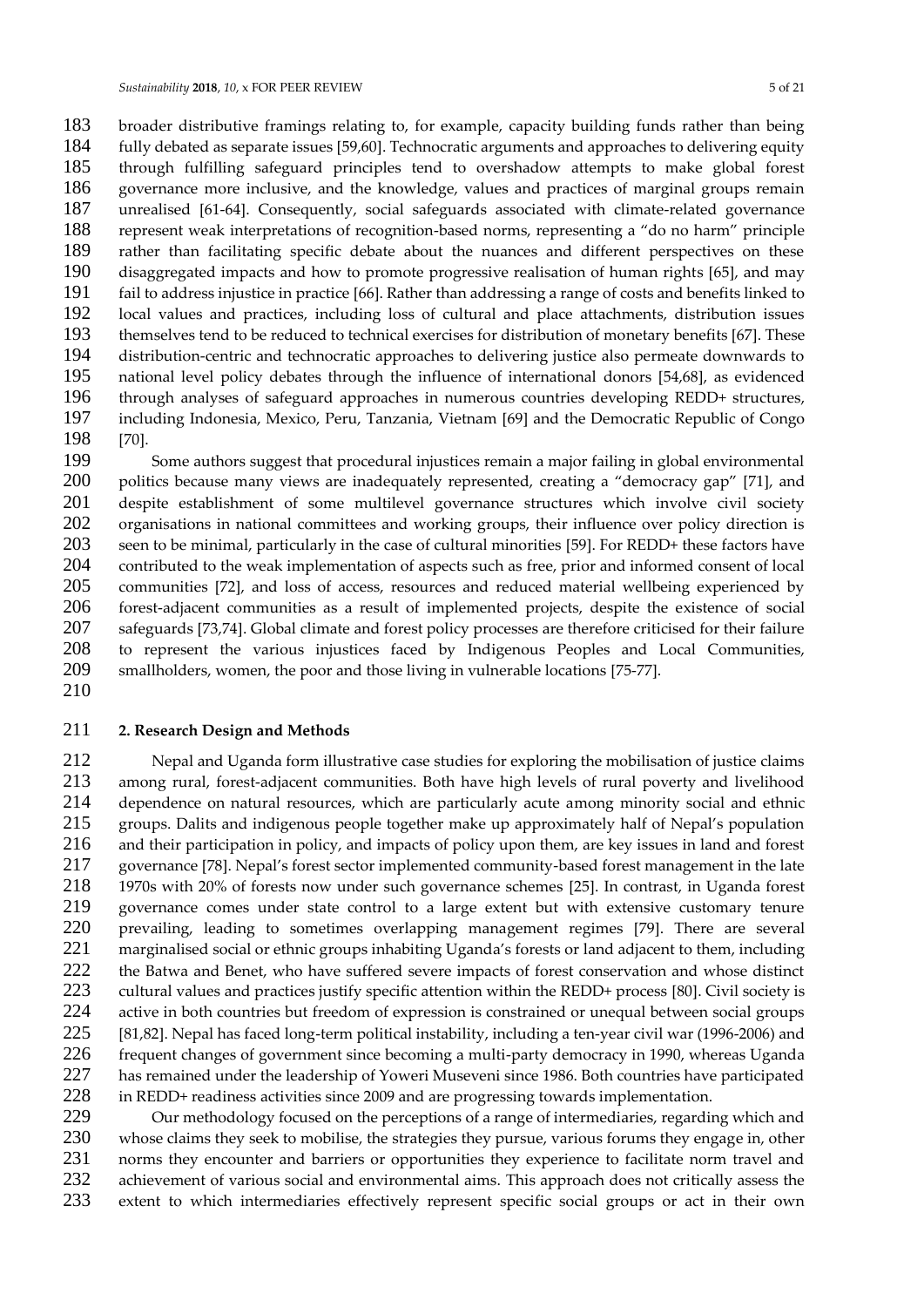broader distributive framings relating to, for example, capacity building funds rather than being fully debated as separate issues [59,60]. Technocratic arguments and approaches to delivering equity through fulfilling safeguard principles tend to overshadow attempts to make global forest governance more inclusive, and the knowledge, values and practices of marginal groups remain unrealised [61-64]. Consequently, social safeguards associated with climate-related governance represent weak interpretations of recognition-based norms, representing a "do no harm" principle rather than facilitating specific debate about the nuances and different perspectives on these disaggregated impacts and how to promote progressive realisation of human rights [65], and may fail to address injustice in practice [66]. Rather than addressing a range of costs and benefits linked to local values and practices, including loss of cultural and place attachments, distribution issues themselves tend to be reduced to technical exercises for distribution of monetary benefits [67]. These distribution-centric and technocratic approaches to delivering justice also permeate downwards to national level policy debates through the influence of international donors [54,68], as evidenced through analyses of safeguard approaches in numerous countries developing REDD+ structures, including Indonesia, Mexico, Peru, Tanzania, Vietnam [69] and the Democratic Republic of Congo [70].

Some authors suggest that procedural injustices remain a major failing in global environmental politics because many views are inadequately represented, creating a "democracy gap" [71], and despite establishment of some multilevel governance structures which involve civil society organisations in national committees and working groups, their influence over policy direction is seen to be minimal, particularly in the case of cultural minorities [59]. For REDD+ these factors have contributed to the weak implementation of aspects such as free, prior and informed consent of local communities [72], and loss of access, resources and reduced material wellbeing experienced by forest-adjacent communities as a result of implemented projects, despite the existence of social safeguards [73,74]. Global climate and forest policy processes are therefore criticised for their failure to represent the various injustices faced by Indigenous Peoples and Local Communities, smallholders, women, the poor and those living in vulnerable locations [75-77].

## 2. Research Design and Methods

Nepal and Uganda form illustrative case studies for exploring the mobilisation of justice claims among rural, forest-adjacent communities. Both have high levels of rural poverty and livelihood dependence on natural resources, which are particularly acute among minority social and ethnic groups. Dalits and indigenous people together make up approximately half of Nepal's population and their participation in policy, and impacts of policy upon them, are key issues in land and forest governance [78]. Nepal's forest sector implemented community-based forest management in the late 1970s with 20% of forests now under such governance schemes [25]. In contrast, in Uganda forest governance comes under state control to a large extent but with extensive customary tenure prevailing, leading to sometimes overlapping management regimes [79]. There are several marginalised social or ethnic groups inhabiting Uganda's forests or land adjacent to them, including the Batwa and Benet, who have suffered severe impacts of forest conservation and whose distinct cultural values and practices justify specific attention within the REDD+ process [80]. Civil society is active in both countries but freedom of expression is constrained or unequal between social groups [81,82]. Nepal has faced long-term political instability, including a ten-year civil war (1996-2006) and frequent changes of government since becoming a multi-party democracy in 1990, whereas Uganda has remained under the leadership of Yoweri Museveni since 1986. Both countries have participated in REDD+ readiness activities since 2009 and are progressing towards implementation.

Our methodology focused on the perceptions of a range of intermediaries, regarding which and whose claims they seek to mobilise, the strategies they pursue, various forums they engage in, other norms they encounter and barriers or opportunities they experience to facilitate norm travel and achievement of various social and environmental aims. This approach does not critically assess the extent to which intermediaries effectively represent specific social groups or act in their own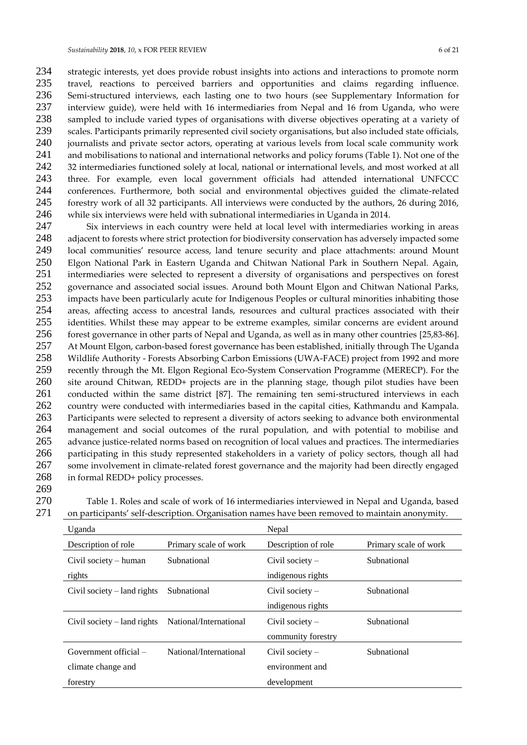strategic interests, yet does provide robust insights into actions and interactions to promote norm travel, reactions to perceived barriers and opportunities and claims regarding influence. Semi-structured interviews, each lasting one to two hours (see Supplementary Information for interview guide), were held with 16 intermediaries from Nepal and 16 from Uganda, who were sampled to include varied types of organisations with diverse objectives operating at a variety of scales. Participants primarily represented civil society organisations, but also included state officials, journalists and private sector actors, operating at various levels from local scale community work and mobilisations to national and international networks and policy forums (Table 1). Not one of the 32 intermediaries functioned solely at local, national or international levels, and most worked at all three. For example, even local government officials had attended international UNFCCC conferences. Furthermore, both social and environmental objectives guided the climate-related forestry work of all 32 participants. All interviews were conducted by the authors, 26 during 2016, while six interviews were held with subnational intermediaries in Uganda in 2014.

Six interviews in each country were held at local level with intermediaries working in areas adjacent to forests where strict protection for biodiversity conservation has adversely impacted some local communities' resource access, land tenure security and place attachments: around Mount Elgon National Park in Eastern Uganda and Chitwan National Park in Southern Nepal. Again, intermediaries were selected to represent a diversity of organisations and perspectives on forest governance and associated social issues. Around both Mount Elgon and Chitwan National Parks, impacts have been particularly acute for Indigenous Peoples or cultural minorities inhabiting those areas, affecting access to ancestral lands, resources and cultural practices associated with their identities. Whilst these may appear to be extreme examples, similar concerns are evident around forest governance in other parts of Nepal and Uganda, as well as in many other countries [25,83-86]. At Mount Elgon, carbon-based forest governance has been established, initially through The Uganda Wildlife Authority - Forests Absorbing Carbon Emissions (UWA-FACE) project from 1992 and more recently through the Mt. Elgon Regional Eco-System Conservation Programme (MERECP). For the site around Chitwan, REDD+ projects are in the planning stage, though pilot studies have been conducted within the same district [87]. The remaining ten semi-structured interviews in each country were conducted with intermediaries based in the capital cities, Kathmandu and Kampala. Participants were selected to represent a diversity of actors seeking to advance both environmental management and social outcomes of the rural population, and with potential to mobilise and advance justice-related norms based on recognition of local values and practices. The intermediaries participating in this study represented stakeholders in a variety of policy sectors, though all had some involvement in climate-related forest governance and the majority had been directly engaged in formal REDD+ policy processes.

Table 1. Roles and scale of work of 16 intermediaries interviewed in Nepal and Uganda, based on participants' self-description. Organisation names have been removed to maintain anonymity.

| Uganda | | Nepal | |
|---|---|---|---|
| Description of role | Primary scale of work | Description of role | Primary scale of work |
| Civil society – human rights | Subnational | Civil society – indigenous rights | Subnational |
| Civil society – land rights | Subnational | Civil society – indigenous rights | Subnational |
| Civil society – land rights | National/International | Civil society – community forestry | Subnational |
| Government official – climate change and forestry | National/International | Civil society – environment and development | Subnational |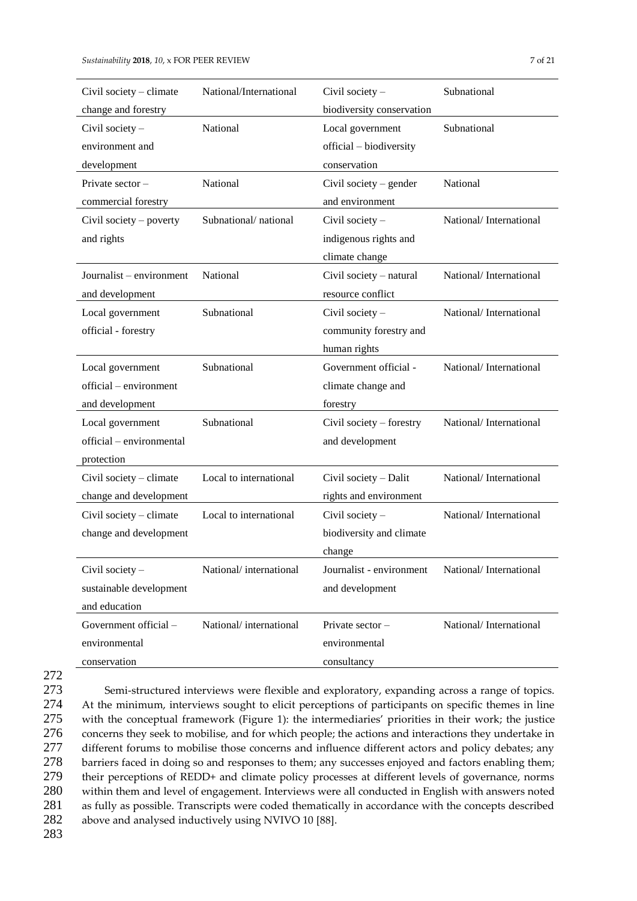| Civil society – climate change and forestry | National/International | Civil society – biodiversity conservation | Subnational |
|---|---|---|---|
| Civil society – environment and development | National | Local government official – biodiversity conservation | Subnational |
| Private sector – commercial forestry | National | Civil society – gender and environment | National |
| Civil society – poverty and rights | Subnational/ national | Civil society – indigenous rights and climate change | National/ International |
| Journalist – environment and development | National | Civil society – natural resource conflict | National/ International |
| Local government official - forestry | Subnational | Civil society – community forestry and human rights | National/ International |
| Local government official – environment and development | Subnational | Government official - climate change and forestry | National/ International |
| Local government official – environmental protection | Subnational | Civil society – forestry and development | National/ International |
| Civil society – climate change and development | Local to international | Civil society – Dalit rights and environment | National/ International |
| Civil society – climate change and development | Local to international | Civil society – biodiversity and climate change | National/ International |
| Civil society – sustainable development and education | National/ international | Journalist - environment and development | National/ International |
| Government official – environmental conservation | National/ international | Private sector – environmental consultancy | National/ International |

Semi-structured interviews were flexible and exploratory, expanding across a range of topics. At the minimum, interviews sought to elicit perceptions of participants on specific themes in line with the conceptual framework (Figure 1): the intermediaries' priorities in their work; the justice concerns they seek to mobilise, and for which people; the actions and interactions they undertake in different forums to mobilise those concerns and influence different actors and policy debates; any barriers faced in doing so and responses to them; any successes enjoyed and factors enabling them; their perceptions of REDD+ and climate policy processes at different levels of governance, norms within them and level of engagement. Interviews were all conducted in English with answers noted as fully as possible. Transcripts were coded thematically in accordance with the concepts described above and analysed inductively using NVIVO 10 [88].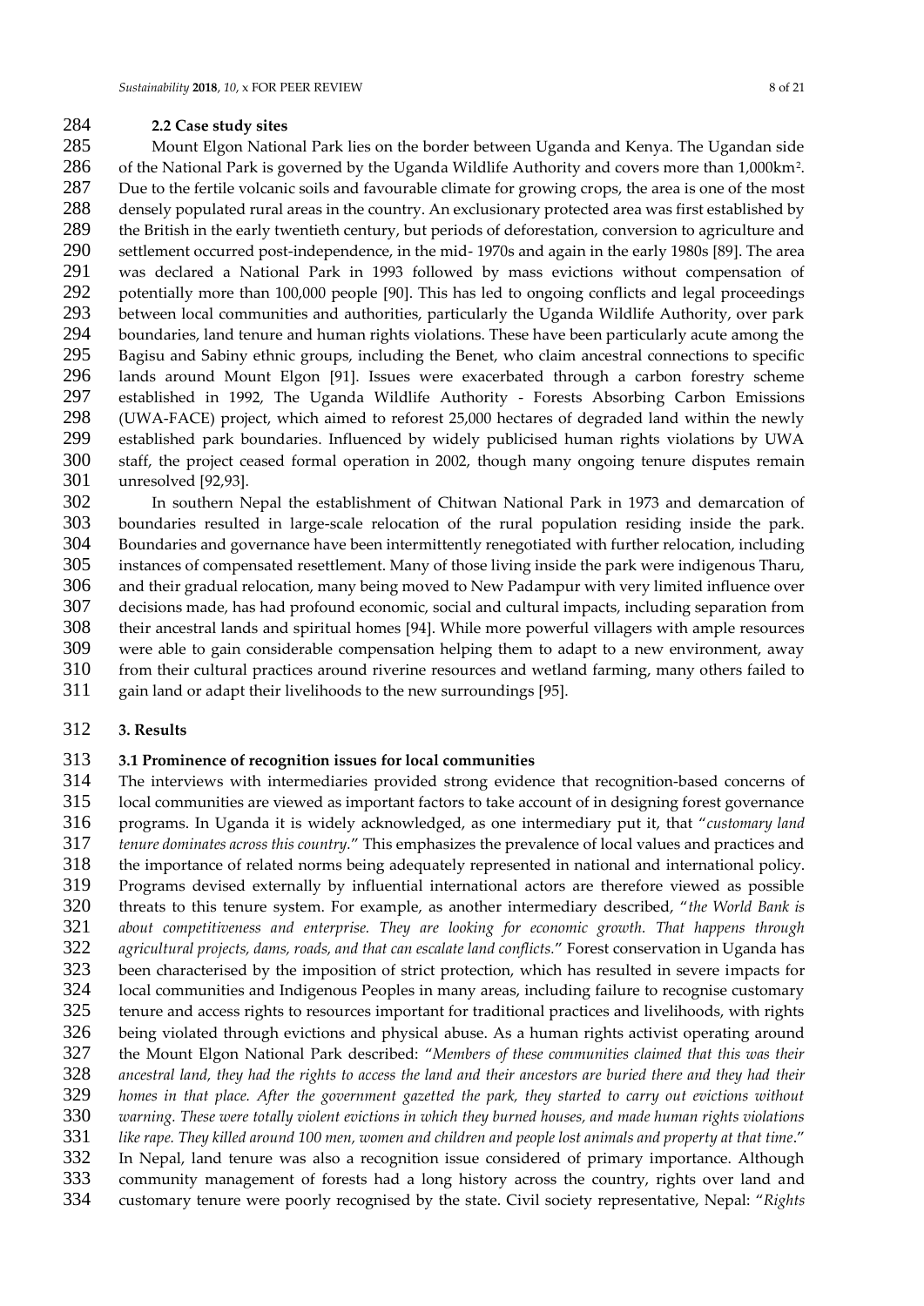### 2.2 Case study sites

Mount Elgon National Park lies on the border between Uganda and Kenya. The Ugandan side of the National Park is governed by the Uganda Wildlife Authority and covers more than 1,000km². Due to the fertile volcanic soils and favourable climate for growing crops, the area is one of the most densely populated rural areas in the country. An exclusionary protected area was first established by the British in the early twentieth century, but periods of deforestation, conversion to agriculture and settlement occurred post-independence, in the mid- 1970s and again in the early 1980s [89]. The area was declared a National Park in 1993 followed by mass evictions without compensation of potentially more than 100,000 people [90]. This has led to ongoing conflicts and legal proceedings between local communities and authorities, particularly the Uganda Wildlife Authority, over park boundaries, land tenure and human rights violations. These have been particularly acute among the Bagisu and Sabiny ethnic groups, including the Benet, who claim ancestral connections to specific lands around Mount Elgon [91]. Issues were exacerbated through a carbon forestry scheme established in 1992, The Uganda Wildlife Authority - Forests Absorbing Carbon Emissions (UWA-FACE) project, which aimed to reforest 25,000 hectares of degraded land within the newly established park boundaries. Influenced by widely publicised human rights violations by UWA staff, the project ceased formal operation in 2002, though many ongoing tenure disputes remain unresolved [92,93].

In southern Nepal the establishment of Chitwan National Park in 1973 and demarcation of boundaries resulted in large-scale relocation of the rural population residing inside the park. Boundaries and governance have been intermittently renegotiated with further relocation, including instances of compensated resettlement. Many of those living inside the park were indigenous Tharu, and their gradual relocation, many being moved to New Padampur with very limited influence over decisions made, has had profound economic, social and cultural impacts, including separation from their ancestral lands and spiritual homes [94]. While more powerful villagers with ample resources were able to gain considerable compensation helping them to adapt to a new environment, away from their cultural practices around riverine resources and wetland farming, many others failed to gain land or adapt their livelihoods to the new surroundings [95].

## 3. Results

### 3.1 Prominence of recognition issues for local communities

The interviews with intermediaries provided strong evidence that recognition-based concerns of local communities are viewed as important factors to take account of in designing forest governance programs. In Uganda it is widely acknowledged, as one intermediary put it, that "*customary land tenure dominates across this country.*" This emphasizes the prevalence of local values and practices and the importance of related norms being adequately represented in national and international policy. Programs devised externally by influential international actors are therefore viewed as possible threats to this tenure system. For example, as another intermediary described, "*the World Bank is about competitiveness and enterprise. They are looking for economic growth. That happens through agricultural projects, dams, roads, and that can escalate land conflicts.*" Forest conservation in Uganda has been characterised by the imposition of strict protection, which has resulted in severe impacts for local communities and Indigenous Peoples in many areas, including failure to recognise customary tenure and access rights to resources important for traditional practices and livelihoods, with rights being violated through evictions and physical abuse. As a human rights activist operating around the Mount Elgon National Park described: "*Members of these communities claimed that this was their ancestral land, they had the rights to access the land and their ancestors are buried there and they had their homes in that place. After the government gazetted the park, they started to carry out evictions without warning. These were totally violent evictions in which they burned houses, and made human rights violations like rape. They killed around 100 men, women and children and people lost animals and property at that time*." In Nepal, land tenure was also a recognition issue considered of primary importance. Although community management of forests had a long history across the country, rights over land and customary tenure were poorly recognised by the state. Civil society representative, Nepal: "*Rights*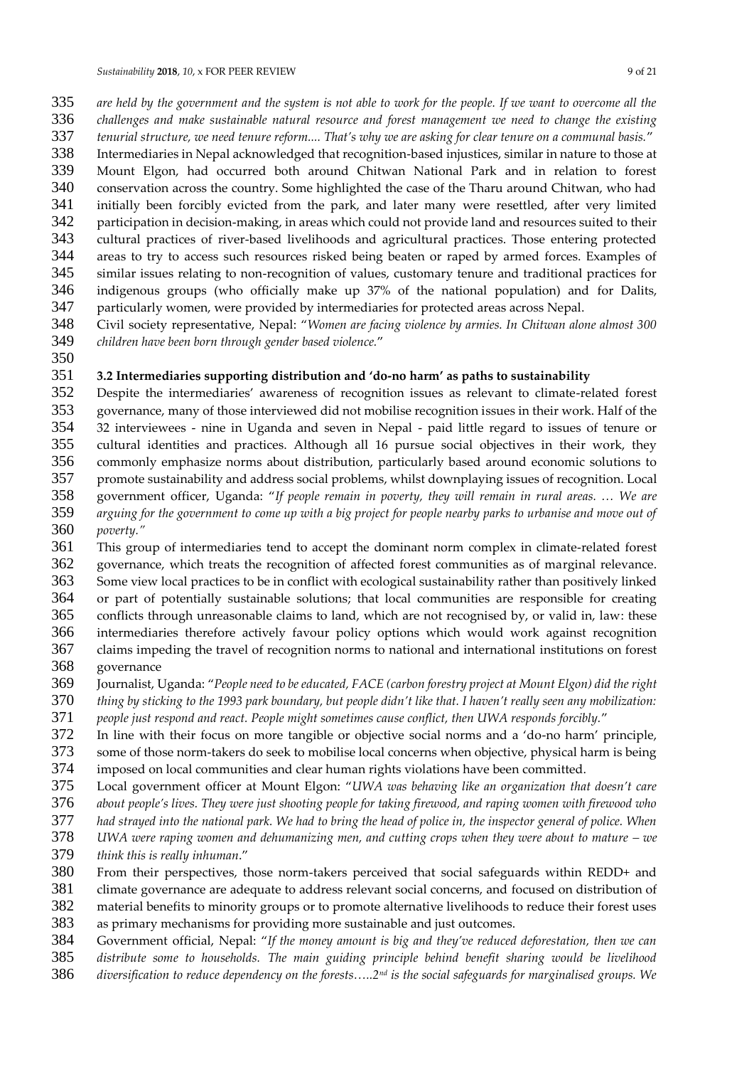*are held by the government and the system is not able to work for the people. If we want to overcome all the challenges and make sustainable natural resource and forest management we need to change the existing tenurial structure, we need tenure reform.... That's why we are asking for clear tenure on a communal basis.*"

Intermediaries in Nepal acknowledged that recognition-based injustices, similar in nature to those at Mount Elgon, had occurred both around Chitwan National Park and in relation to forest conservation across the country. Some highlighted the case of the Tharu around Chitwan, who had initially been forcibly evicted from the park, and later many were resettled, after very limited participation in decision-making, in areas which could not provide land and resources suited to their cultural practices of river-based livelihoods and agricultural practices. Those entering protected areas to try to access such resources risked being beaten or raped by armed forces. Examples of similar issues relating to non-recognition of values, customary tenure and traditional practices for indigenous groups (who officially make up 37% of the national population) and for Dalits, particularly women, were provided by intermediaries for protected areas across Nepal.

Civil society representative, Nepal: "*Women are facing violence by armies. In Chitwan alone almost 300 children have been born through gender based violence.*"

### 3.2 Intermediaries supporting distribution and 'do-no harm' as paths to sustainability

Despite the intermediaries' awareness of recognition issues as relevant to climate-related forest governance, many of those interviewed did not mobilise recognition issues in their work. Half of the 32 interviewees - nine in Uganda and seven in Nepal - paid little regard to issues of tenure or cultural identities and practices. Although all 16 pursue social objectives in their work, they commonly emphasize norms about distribution, particularly based around economic solutions to promote sustainability and address social problems, whilst downplaying issues of recognition. Local government officer, Uganda: "*If people remain in poverty, they will remain in rural areas. … We are arguing for the government to come up with a big project for people nearby parks to urbanise and move out of poverty.*"

This group of intermediaries tend to accept the dominant norm complex in climate-related forest governance, which treats the recognition of affected forest communities as of marginal relevance. Some view local practices to be in conflict with ecological sustainability rather than positively linked or part of potentially sustainable solutions; that local communities are responsible for creating conflicts through unreasonable claims to land, which are not recognised by, or valid in, law: these intermediaries therefore actively favour policy options which would work against recognition claims impeding the travel of recognition norms to national and international institutions on forest governance

Journalist, Uganda: "*People need to be educated, FACE (carbon forestry project at Mount Elgon) did the right thing by sticking to the 1993 park boundary, but people didn't like that. I haven't really seen any mobilization: people just respond and react. People might sometimes cause conflict, then UWA responds forcibly.*"

In line with their focus on more tangible or objective social norms and a 'do-no harm' principle, some of those norm-takers do seek to mobilise local concerns when objective, physical harm is being imposed on local communities and clear human rights violations have been committed.

Local government officer at Mount Elgon: "*UWA was behaving like an organization that doesn't care about people's lives. They were just shooting people for taking firewood, and raping women with firewood who had strayed into the national park. We had to bring the head of police in, the inspector general of police. When UWA were raping women and dehumanizing men, and cutting crops when they were about to mature – we think this is really inhuman.*"

From their perspectives, those norm-takers perceived that social safeguards within REDD+ and climate governance are adequate to address relevant social concerns, and focused on distribution of material benefits to minority groups or to promote alternative livelihoods to reduce their forest uses as primary mechanisms for providing more sustainable and just outcomes.

Government official, Nepal: "*If the money amount is big and they've reduced deforestation, then we can distribute some to households. The main guiding principle behind benefit sharing would be livelihood diversification to reduce dependency on the forests…..2nd is the social safeguards for marginalised groups. We*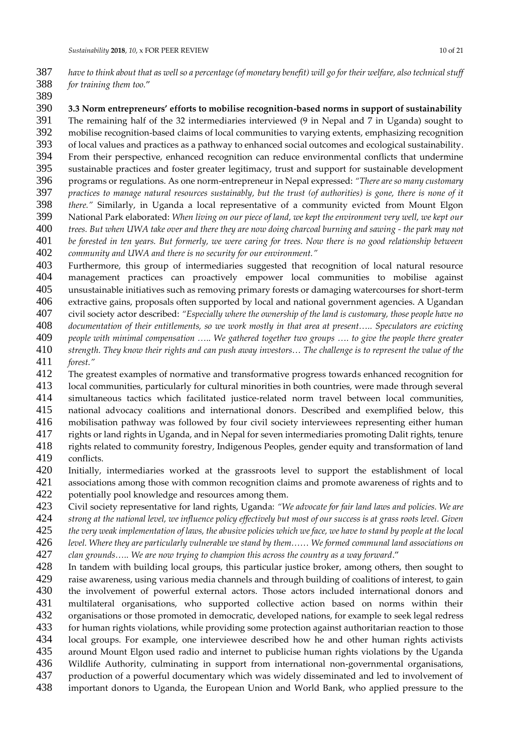*have to think about that as well so a percentage (of monetary benefit) will go for their welfare, also technical stuff for training them too.*"

**3.3 Norm entrepreneurs' efforts to mobilise recognition-based norms in support of sustainability**

The remaining half of the 32 intermediaries interviewed (9 in Nepal and 7 in Uganda) sought to mobilise recognition-based claims of local communities to varying extents, emphasizing recognition of local values and practices as a pathway to enhanced social outcomes and ecological sustainability. From their perspective, enhanced recognition can reduce environmental conflicts that undermine sustainable practices and foster greater legitimacy, trust and support for sustainable development programs or regulations. As one norm-entrepreneur in Nepal expressed: *"There are so many customary practices to manage natural resources sustainably, but the trust (of authorities) is gone, there is none of it there."* Similarly, in Uganda a local representative of a community evicted from Mount Elgon National Park elaborated: *When living on our piece of land, we kept the environment very well, we kept our trees. But when UWA take over and there they are now doing charcoal burning and sawing - the park may not be forested in ten years. But formerly, we were caring for trees. Now there is no good relationship between community and UWA and there is no security for our environment."*

Furthermore, this group of intermediaries suggested that recognition of local natural resource management practices can proactively empower local communities to mobilise against unsustainable initiatives such as removing primary forests or damaging watercourses for short-term extractive gains, proposals often supported by local and national government agencies. A Ugandan civil society actor described: *"Especially where the ownership of the land is customary, those people have no documentation of their entitlements, so we work mostly in that area at present….. Speculators are evicting people with minimal compensation ….. We gathered together two groups …. to give the people there greater strength. They know their rights and can push away investors… The challenge is to represent the value of the forest."*

The greatest examples of normative and transformative progress towards enhanced recognition for local communities, particularly for cultural minorities in both countries, were made through several simultaneous tactics which facilitated justice-related norm travel between local communities, national advocacy coalitions and international donors. Described and exemplified below, this mobilisation pathway was followed by four civil society interviewees representing either human rights or land rights in Uganda, and in Nepal for seven intermediaries promoting Dalit rights, tenure rights related to community forestry, Indigenous Peoples, gender equity and transformation of land conflicts.

Initially, intermediaries worked at the grassroots level to support the establishment of local associations among those with common recognition claims and promote awareness of rights and to potentially pool knowledge and resources among them.

Civil society representative for land rights, Uganda: *"We advocate for fair land laws and policies. We are strong at the national level, we influence policy effectively but most of our success is at grass roots level. Given the very weak implementation of laws, the abusive policies which we face, we have to stand by people at the local level. Where they are particularly vulnerable we stand by them…… We formed communal land associations on clan grounds….. We are now trying to champion this across the country as a way forward*."

In tandem with building local groups, this particular justice broker, among others, then sought to raise awareness, using various media channels and through building of coalitions of interest, to gain the involvement of powerful external actors. Those actors included international donors and multilateral organisations, who supported collective action based on norms within their organisations or those promoted in democratic, developed nations, for example to seek legal redress for human rights violations, while providing some protection against authoritarian reaction to those local groups. For example, one interviewee described how he and other human rights activists around Mount Elgon used radio and internet to publicise human rights violations by the Uganda Wildlife Authority, culminating in support from international non-governmental organisations, production of a powerful documentary which was widely disseminated and led to involvement of important donors to Uganda, the European Union and World Bank, who applied pressure to the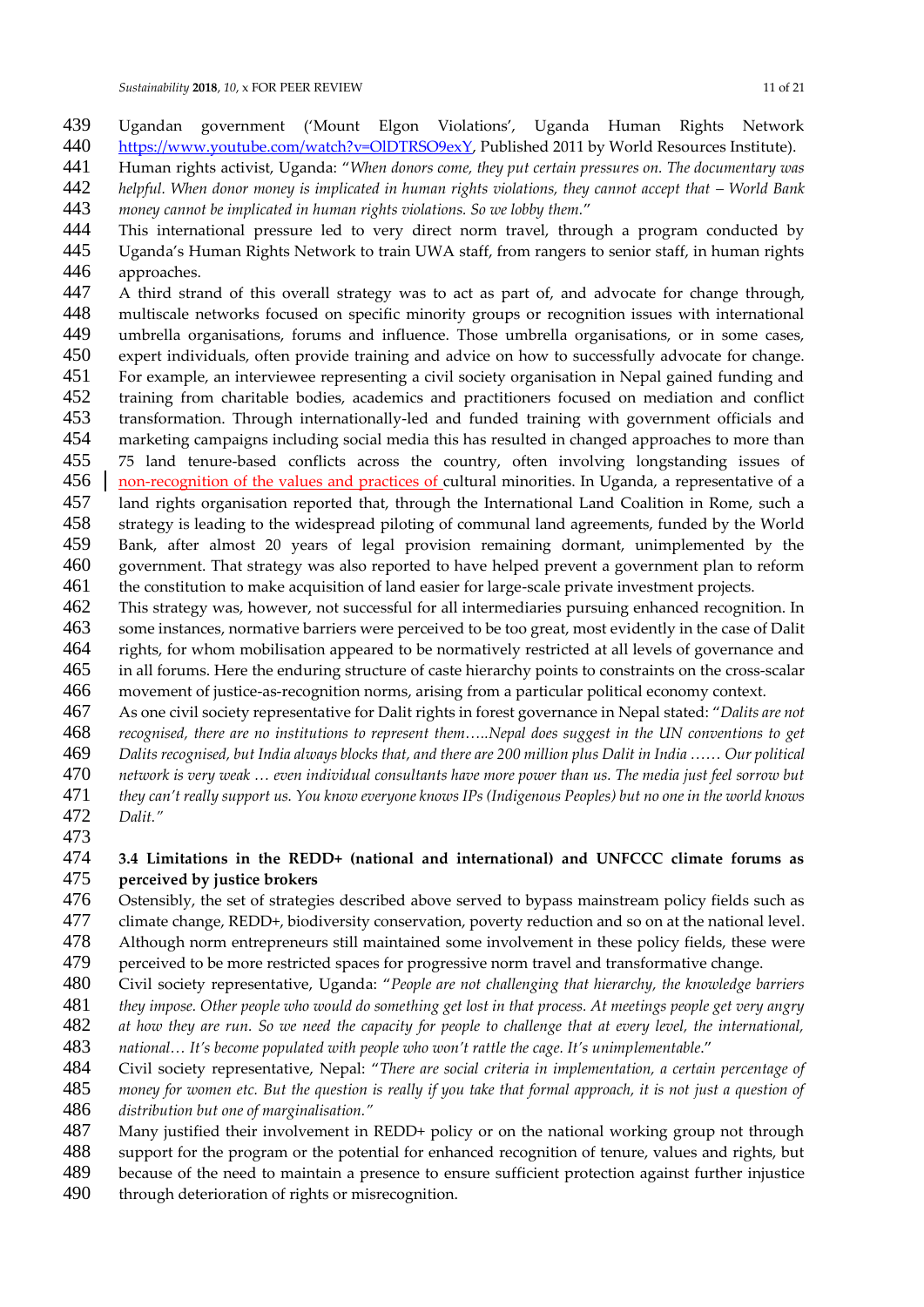Ugandan government ('Mount Elgon Violations', Uganda Human Rights Network https://www.youtube.com/watch?v=OlDTRSO9exY, Published 2011 by World Resources Institute).

Human rights activist, Uganda: "*When donors come, they put certain pressures on. The documentary was helpful. When donor money is implicated in human rights violations, they cannot accept that – World Bank money cannot be implicated in human rights violations. So we lobby them.*"

This international pressure led to very direct norm travel, through a program conducted by Uganda's Human Rights Network to train UWA staff, from rangers to senior staff, in human rights approaches.

A third strand of this overall strategy was to act as part of, and advocate for change through, multiscale networks focused on specific minority groups or recognition issues with international umbrella organisations, forums and influence. Those umbrella organisations, or in some cases, expert individuals, often provide training and advice on how to successfully advocate for change. For example, an interviewee representing a civil society organisation in Nepal gained funding and training from charitable bodies, academics and practitioners focused on mediation and conflict transformation. Through internationally-led and funded training with government officials and marketing campaigns including social media this has resulted in changed approaches to more than 75 land tenure-based conflicts across the country, often involving longstanding issues of non-recognition of the values and practices of cultural minorities. In Uganda, a representative of a land rights organisation reported that, through the International Land Coalition in Rome, such a strategy is leading to the widespread piloting of communal land agreements, funded by the World Bank, after almost 20 years of legal provision remaining dormant, unimplemented by the government. That strategy was also reported to have helped prevent a government plan to reform the constitution to make acquisition of land easier for large-scale private investment projects.

This strategy was, however, not successful for all intermediaries pursuing enhanced recognition. In some instances, normative barriers were perceived to be too great, most evidently in the case of Dalit rights, for whom mobilisation appeared to be normatively restricted at all levels of governance and in all forums. Here the enduring structure of caste hierarchy points to constraints on the cross-scalar movement of justice-as-recognition norms, arising from a particular political economy context.

As one civil society representative for Dalit rights in forest governance in Nepal stated: "*Dalits are not recognised, there are no institutions to represent them…..Nepal does suggest in the UN conventions to get Dalits recognised, but India always blocks that, and there are 200 million plus Dalit in India …… Our political network is very weak … even individual consultants have more power than us. The media just feel sorrow but they can't really support us. You know everyone knows IPs (Indigenous Peoples) but no one in the world knows Dalit.*"

### 3.4 Limitations in the REDD+ (national and international) and UNFCCC climate forums as perceived by justice brokers

Ostensibly, the set of strategies described above served to bypass mainstream policy fields such as climate change, REDD+, biodiversity conservation, poverty reduction and so on at the national level. Although norm entrepreneurs still maintained some involvement in these policy fields, these were perceived to be more restricted spaces for progressive norm travel and transformative change.

Civil society representative, Uganda: "*People are not challenging that hierarchy, the knowledge barriers they impose. Other people who would do something get lost in that process. At meetings people get very angry at how they are run. So we need the capacity for people to challenge that at every level, the international, national… It's become populated with people who won't rattle the cage. It's unimplementable.*"

Civil society representative, Nepal: "*There are social criteria in implementation, a certain percentage of money for women etc. But the question is really if you take that formal approach, it is not just a question of distribution but one of marginalisation.*"

Many justified their involvement in REDD+ policy or on the national working group not through support for the program or the potential for enhanced recognition of tenure, values and rights, but because of the need to maintain a presence to ensure sufficient protection against further injustice through deterioration of rights or misrecognition.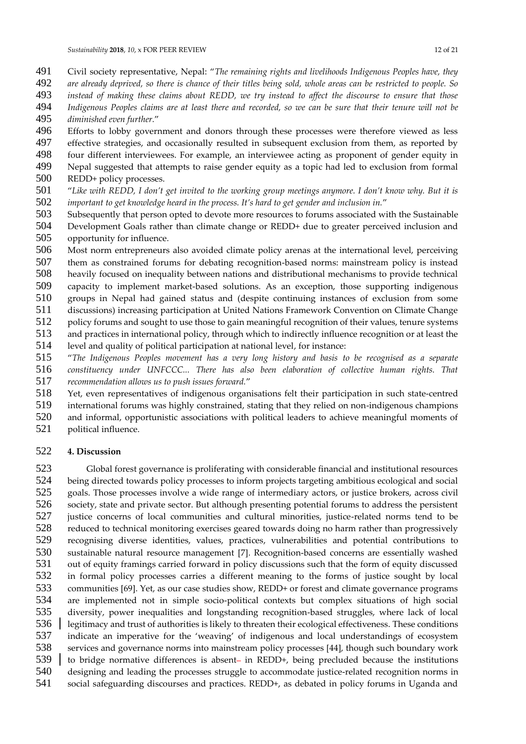Civil society representative, Nepal: "*The remaining rights and livelihoods Indigenous Peoples have, they are already deprived, so there is chance of their titles being sold, whole areas can be restricted to people. So instead of making these claims about REDD, we try instead to affect the discourse to ensure that those Indigenous Peoples claims are at least there and recorded, so we can be sure that their tenure will not be diminished even further.*"

Efforts to lobby government and donors through these processes were therefore viewed as less effective strategies, and occasionally resulted in subsequent exclusion from them, as reported by four different interviewees. For example, an interviewee acting as proponent of gender equity in Nepal suggested that attempts to raise gender equity as a topic had led to exclusion from formal REDD+ policy processes.

"*Like with REDD, I don't get invited to the working group meetings anymore. I don't know why. But it is important to get knowledge heard in the process. It's hard to get gender and inclusion in.*"

Subsequently that person opted to devote more resources to forums associated with the Sustainable Development Goals rather than climate change or REDD+ due to greater perceived inclusion and opportunity for influence.

Most norm entrepreneurs also avoided climate policy arenas at the international level, perceiving them as constrained forums for debating recognition-based norms: mainstream policy is instead heavily focused on inequality between nations and distributional mechanisms to provide technical capacity to implement market-based solutions. As an exception, those supporting indigenous groups in Nepal had gained status and (despite continuing instances of exclusion from some discussions) increasing participation at United Nations Framework Convention on Climate Change policy forums and sought to use those to gain meaningful recognition of their values, tenure systems and practices in international policy, through which to indirectly influence recognition or at least the level and quality of political participation at national level, for instance:

"*The Indigenous Peoples movement has a very long history and basis to be recognised as a separate constituency under UNFCCC... There has also been elaboration of collective human rights. That recommendation allows us to push issues forward.*"

Yet, even representatives of indigenous organisations felt their participation in such state-centred international forums was highly constrained, stating that they relied on non-indigenous champions and informal, opportunistic associations with political leaders to achieve meaningful moments of political influence.

## 4. Discussion

Global forest governance is proliferating with considerable financial and institutional resources being directed towards policy processes to inform projects targeting ambitious ecological and social goals. Those processes involve a wide range of intermediary actors, or justice brokers, across civil society, state and private sector. But although presenting potential forums to address the persistent justice concerns of local communities and cultural minorities, justice-related norms tend to be reduced to technical monitoring exercises geared towards doing no harm rather than progressively recognising diverse identities, values, practices, vulnerabilities and potential contributions to sustainable natural resource management [7]. Recognition-based concerns are essentially washed out of equity framings carried forward in policy discussions such that the form of equity discussed in formal policy processes carries a different meaning to the forms of justice sought by local communities [69]. Yet, as our case studies show, REDD+ or forest and climate governance programs are implemented not in simple socio-political contexts but complex situations of high social diversity, power inequalities and longstanding recognition-based struggles, where lack of local legitimacy and trust of authorities is likely to threaten their ecological effectiveness. These conditions indicate an imperative for the 'weaving' of indigenous and local understandings of ecosystem services and governance norms into mainstream policy processes [44], though such boundary work to bridge normative differences is absent– in REDD+, being precluded because the institutions designing and leading the processes struggle to accommodate justice-related recognition norms in social safeguarding discourses and practices. REDD+, as debated in policy forums in Uganda and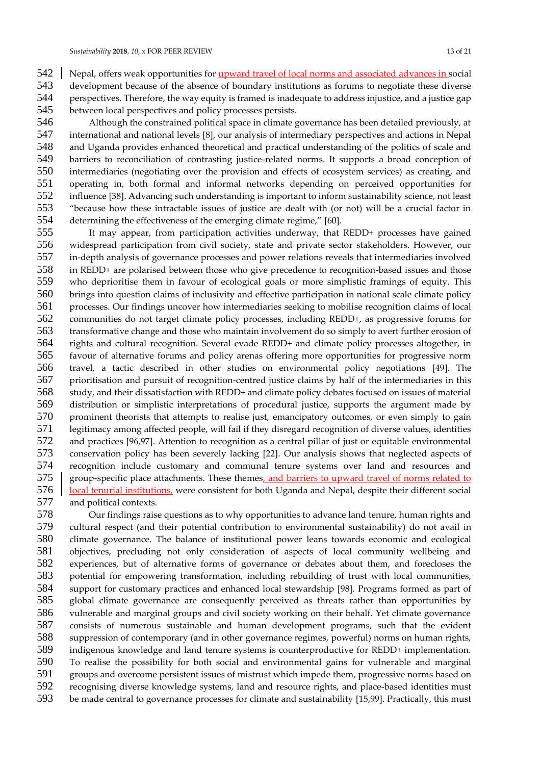Nepal, offers weak opportunities for upward travel of local norms and associated advances in social development because of the absence of boundary institutions as forums to negotiate these diverse perspectives. Therefore, the way equity is framed is inadequate to address injustice, and a justice gap between local perspectives and policy processes persists.

Although the constrained political space in climate governance has been detailed previously, at international and national levels [8], our analysis of intermediary perspectives and actions in Nepal and Uganda provides enhanced theoretical and practical understanding of the politics of scale and barriers to reconciliation of contrasting justice-related norms. It supports a broad conception of intermediaries (negotiating over the provision and effects of ecosystem services) as creating, and operating in, both formal and informal networks depending on perceived opportunities for influence [38]. Advancing such understanding is important to inform sustainability science, not least "because how these intractable issues of justice are dealt with (or not) will be a crucial factor in determining the effectiveness of the emerging climate regime," [60].

It may appear, from participation activities underway, that REDD+ processes have gained widespread participation from civil society, state and private sector stakeholders. However, our in-depth analysis of governance processes and power relations reveals that intermediaries involved in REDD+ are polarised between those who give precedence to recognition-based issues and those who deprioritise them in favour of ecological goals or more simplistic framings of equity. This brings into question claims of inclusivity and effective participation in national scale climate policy processes. Our findings uncover how intermediaries seeking to mobilise recognition claims of local communities do not target climate policy processes, including REDD+, as progressive forums for transformative change and those who maintain involvement do so simply to avert further erosion of rights and cultural recognition. Several evade REDD+ and climate policy processes altogether, in favour of alternative forums and policy arenas offering more opportunities for progressive norm travel, a tactic described in other studies on environmental policy negotiations [49]. The prioritisation and pursuit of recognition-centred justice claims by half of the intermediaries in this study, and their dissatisfaction with REDD+ and climate policy debates focused on issues of material distribution or simplistic interpretations of procedural justice, supports the argument made by prominent theorists that attempts to realise just, emancipatory outcomes, or even simply to gain legitimacy among affected people, will fail if they disregard recognition of diverse values, identities and practices [96,97]. Attention to recognition as a central pillar of just or equitable environmental conservation policy has been severely lacking [22]. Our analysis shows that neglected aspects of recognition include customary and communal tenure systems over land and resources and group-specific place attachments. These themes, and barriers to upward travel of norms related to local tenurial institutions, were consistent for both Uganda and Nepal, despite their different social and political contexts.

Our findings raise questions as to why opportunities to advance land tenure, human rights and cultural respect (and their potential contribution to environmental sustainability) do not avail in climate governance. The balance of institutional power leans towards economic and ecological objectives, precluding not only consideration of aspects of local community wellbeing and experiences, but of alternative forms of governance or debates about them, and forecloses the potential for empowering transformation, including rebuilding of trust with local communities, support for customary practices and enhanced local stewardship [98]. Programs formed as part of global climate governance are consequently perceived as threats rather than opportunities by vulnerable and marginal groups and civil society working on their behalf. Yet climate governance consists of numerous sustainable and human development programs, such that the evident suppression of contemporary (and in other governance regimes, powerful) norms on human rights, indigenous knowledge and land tenure systems is counterproductive for REDD+ implementation. To realise the possibility for both social and environmental gains for vulnerable and marginal groups and overcome persistent issues of mistrust which impede them, progressive norms based on recognising diverse knowledge systems, land and resource rights, and place-based identities must be made central to governance processes for climate and sustainability [15,99]. Practically, this must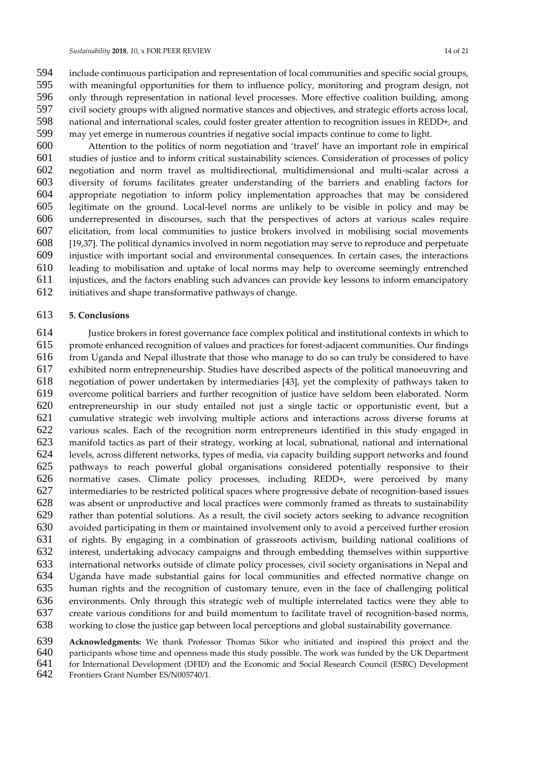include continuous participation and representation of local communities and specific social groups, with meaningful opportunities for them to influence policy, monitoring and program design, not only through representation in national level processes. More effective coalition building, among civil society groups with aligned normative stances and objectives, and strategic efforts across local, national and international scales, could foster greater attention to recognition issues in REDD+, and may yet emerge in numerous countries if negative social impacts continue to come to light.

Attention to the politics of norm negotiation and 'travel' have an important role in empirical studies of justice and to inform critical sustainability sciences. Consideration of processes of policy negotiation and norm travel as multidirectional, multidimensional and multi-scalar across a diversity of forums facilitates greater understanding of the barriers and enabling factors for appropriate negotiation to inform policy implementation approaches that may be considered legitimate on the ground. Local-level norms are unlikely to be visible in policy and may be underrepresented in discourses, such that the perspectives of actors at various scales require elicitation, from local communities to justice brokers involved in mobilising social movements [19,37]. The political dynamics involved in norm negotiation may serve to reproduce and perpetuate injustice with important social and environmental consequences. In certain cases, the interactions leading to mobilisation and uptake of local norms may help to overcome seemingly entrenched injustices, and the factors enabling such advances can provide key lessons to inform emancipatory initiatives and shape transformative pathways of change.

## 5. Conclusions

Justice brokers in forest governance face complex political and institutional contexts in which to promote enhanced recognition of values and practices for forest-adjacent communities. Our findings from Uganda and Nepal illustrate that those who manage to do so can truly be considered to have exhibited norm entrepreneurship. Studies have described aspects of the political manoeuvring and negotiation of power undertaken by intermediaries [43], yet the complexity of pathways taken to overcome political barriers and further recognition of justice have seldom been elaborated. Norm entrepreneurship in our study entailed not just a single tactic or opportunistic event, but a cumulative strategic web involving multiple actions and interactions across diverse forums at various scales. Each of the recognition norm entrepreneurs identified in this study engaged in manifold tactics as part of their strategy, working at local, subnational, national and international levels, across different networks, types of media, via capacity building support networks and found pathways to reach powerful global organisations considered potentially responsive to their normative cases. Climate policy processes, including REDD+, were perceived by many intermediaries to be restricted political spaces where progressive debate of recognition-based issues was absent or unproductive and local practices were commonly framed as threats to sustainability rather than potential solutions. As a result, the civil society actors seeking to advance recognition avoided participating in them or maintained involvement only to avoid a perceived further erosion of rights. By engaging in a combination of grassroots activism, building national coalitions of interest, undertaking advocacy campaigns and through embedding themselves within supportive international networks outside of climate policy processes, civil society organisations in Nepal and Uganda have made substantial gains for local communities and effected normative change on human rights and the recognition of customary tenure, even in the face of challenging political environments. Only through this strategic web of multiple interrelated tactics were they able to create various conditions for and build momentum to facilitate travel of recognition-based norms, working to close the justice gap between local perceptions and global sustainability governance.

**Acknowledgments:** We thank Professor Thomas Sikor who initiated and inspired this project and the participants whose time and openness made this study possible. The work was funded by the UK Department for International Development (DFID) and the Economic and Social Research Council (ESRC) Development Frontiers Grant Number ES/N005740/1.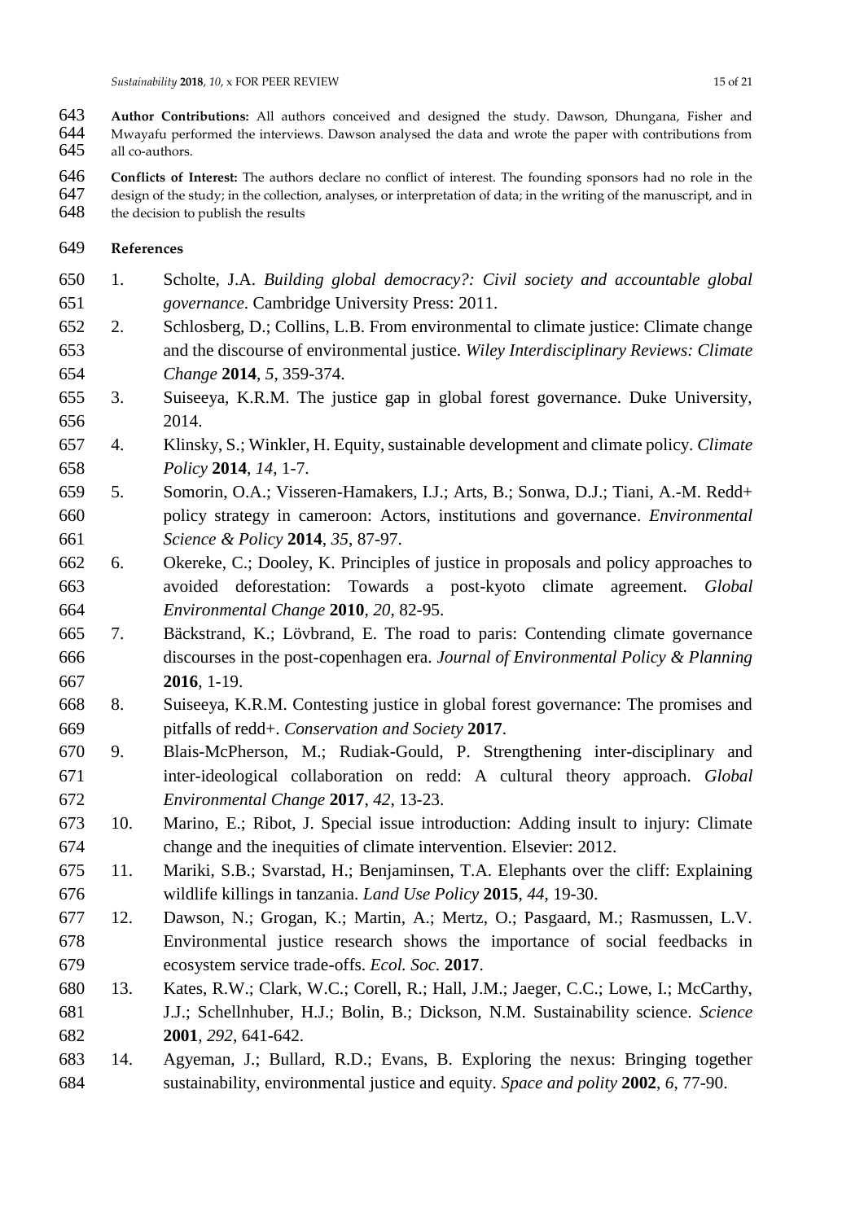**Author Contributions:** All authors conceived and designed the study. Dawson, Dhungana, Fisher and Mwayafu performed the interviews. Dawson analysed the data and wrote the paper with contributions from all co-authors.

**Conflicts of Interest:** The authors declare no conflict of interest. The founding sponsors had no role in the design of the study; in the collection, analyses, or interpretation of data; in the writing of the manuscript, and in the decision to publish the results

## References

1. Scholte, J.A. *Building global democracy?: Civil society and accountable global governance*. Cambridge University Press: 2011.
2. Schlosberg, D.; Collins, L.B. From environmental to climate justice: Climate change and the discourse of environmental justice. *Wiley Interdisciplinary Reviews: Climate Change* **2014**, *5*, 359-374.
3. Suiseeya, K.R.M. The justice gap in global forest governance. Duke University, 2014.
4. Klinsky, S.; Winkler, H. Equity, sustainable development and climate policy. *Climate Policy* **2014**, *14*, 1-7.
5. Somorin, O.A.; Visseren-Hamakers, I.J.; Arts, B.; Sonwa, D.J.; Tiani, A.-M. Redd+ policy strategy in cameroon: Actors, institutions and governance. *Environmental Science & Policy* **2014**, *35*, 87-97.
6. Okereke, C.; Dooley, K. Principles of justice in proposals and policy approaches to avoided deforestation: Towards a post-kyoto climate agreement. *Global Environmental Change* **2010**, *20*, 82-95.
7. Bäckstrand, K.; Lövbrand, E. The road to paris: Contending climate governance discourses in the post-copenhagen era. *Journal of Environmental Policy & Planning* **2016**, 1-19.
8. Suiseeya, K.R.M. Contesting justice in global forest governance: The promises and pitfalls of redd+. *Conservation and Society* **2017**.
9. Blais-McPherson, M.; Rudiak-Gould, P. Strengthening inter-disciplinary and inter-ideological collaboration on redd: A cultural theory approach. *Global Environmental Change* **2017**, *42*, 13-23.
10. Marino, E.; Ribot, J. Special issue introduction: Adding insult to injury: Climate change and the inequities of climate intervention. Elsevier: 2012.
11. Mariki, S.B.; Svarstad, H.; Benjaminsen, T.A. Elephants over the cliff: Explaining wildlife killings in tanzania. *Land Use Policy* **2015**, *44*, 19-30.
12. Dawson, N.; Grogan, K.; Martin, A.; Mertz, O.; Pasgaard, M.; Rasmussen, L.V. Environmental justice research shows the importance of social feedbacks in ecosystem service trade-offs. *Ecol. Soc.* **2017**.
13. Kates, R.W.; Clark, W.C.; Corell, R.; Hall, J.M.; Jaeger, C.C.; Lowe, I.; McCarthy, J.J.; Schellnhuber, H.J.; Bolin, B.; Dickson, N.M. Sustainability science. *Science* **2001**, *292*, 641-642.
14. Agyeman, J.; Bullard, R.D.; Evans, B. Exploring the nexus: Bringing together sustainability, environmental justice and equity. *Space and polity* **2002**, *6*, 77-90.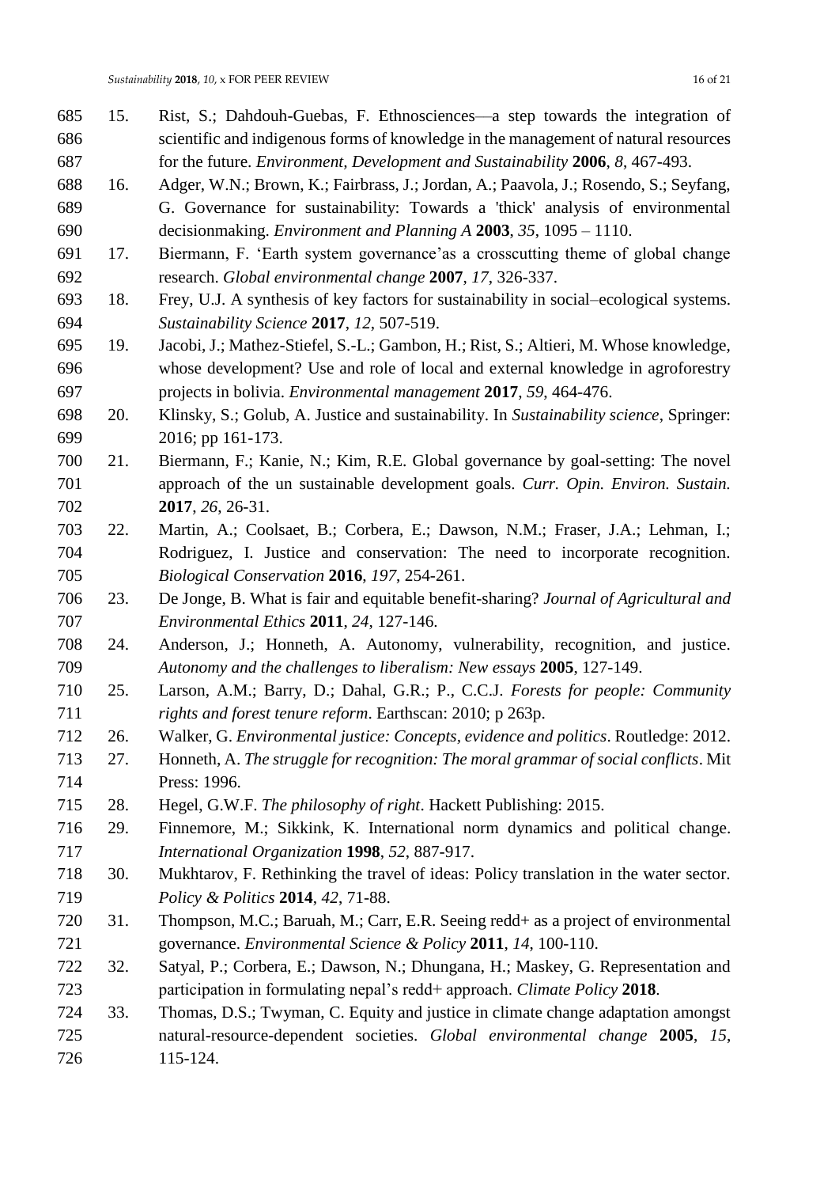15. Rist, S.; Dahdouh-Guebas, F. Ethnosciences—a step towards the integration of scientific and indigenous forms of knowledge in the management of natural resources for the future. *Environment, Development and Sustainability* **2006**, *8*, 467-493.
16. Adger, W.N.; Brown, K.; Fairbrass, J.; Jordan, A.; Paavola, J.; Rosendo, S.; Seyfang, G. Governance for sustainability: Towards a 'thick' analysis of environmental decisionmaking. *Environment and Planning A* **2003**, *35*, 1095 – 1110.
17. Biermann, F. 'Earth system governance'as a crosscutting theme of global change research. *Global environmental change* **2007**, *17*, 326-337.
18. Frey, U.J. A synthesis of key factors for sustainability in social–ecological systems. *Sustainability Science* **2017**, *12*, 507-519.
19. Jacobi, J.; Mathez-Stiefel, S.-L.; Gambon, H.; Rist, S.; Altieri, M. Whose knowledge, whose development? Use and role of local and external knowledge in agroforestry projects in bolivia. *Environmental management* **2017**, *59*, 464-476.
20. Klinsky, S.; Golub, A. Justice and sustainability. In *Sustainability science*, Springer: 2016; pp 161-173.
21. Biermann, F.; Kanie, N.; Kim, R.E. Global governance by goal-setting: The novel approach of the un sustainable development goals. *Curr. Opin. Environ. Sustain.* **2017**, *26*, 26-31.
22. Martin, A.; Coolsaet, B.; Corbera, E.; Dawson, N.M.; Fraser, J.A.; Lehman, I.; Rodriguez, I. Justice and conservation: The need to incorporate recognition. *Biological Conservation* **2016**, *197*, 254-261.
23. De Jonge, B. What is fair and equitable benefit-sharing? *Journal of Agricultural and Environmental Ethics* **2011**, *24*, 127-146.
24. Anderson, J.; Honneth, A. Autonomy, vulnerability, recognition, and justice. *Autonomy and the challenges to liberalism: New essays* **2005**, 127-149.
25. Larson, A.M.; Barry, D.; Dahal, G.R.; P., C.C.J. *Forests for people: Community rights and forest tenure reform*. Earthscan: 2010; p 263p.
26. Walker, G. *Environmental justice: Concepts, evidence and politics*. Routledge: 2012.
27. Honneth, A. *The struggle for recognition: The moral grammar of social conflicts*. Mit Press: 1996.
28. Hegel, G.W.F. *The philosophy of right*. Hackett Publishing: 2015.
29. Finnemore, M.; Sikkink, K. International norm dynamics and political change. *International Organization* **1998**, *52*, 887-917.
30. Mukhtarov, F. Rethinking the travel of ideas: Policy translation in the water sector. *Policy & Politics* **2014**, *42*, 71-88.
31. Thompson, M.C.; Baruah, M.; Carr, E.R. Seeing redd+ as a project of environmental governance. *Environmental Science & Policy* **2011**, *14*, 100-110.
32. Satyal, P.; Corbera, E.; Dawson, N.; Dhungana, H.; Maskey, G. Representation and participation in formulating nepal's redd+ approach. *Climate Policy* **2018**.
33. Thomas, D.S.; Twyman, C. Equity and justice in climate change adaptation amongst natural-resource-dependent societies. *Global environmental change* **2005**, *15*, 115-124.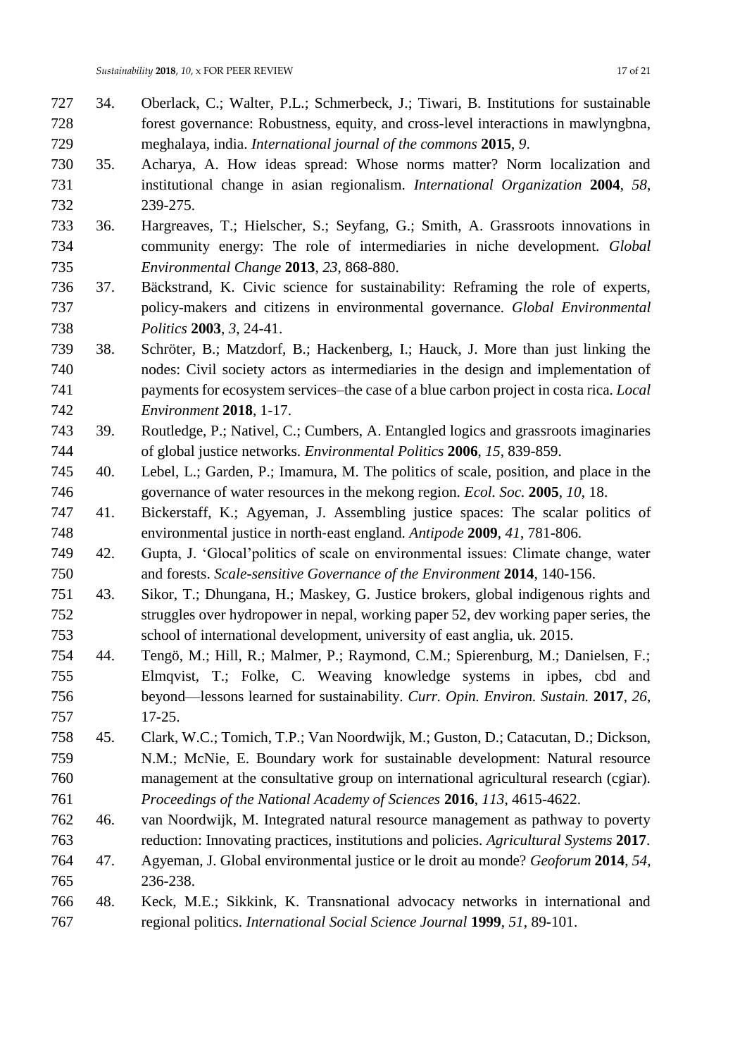34. Oberlack, C.; Walter, P.L.; Schmerbeck, J.; Tiwari, B. Institutions for sustainable forest governance: Robustness, equity, and cross-level interactions in mawlyngbna, meghalaya, india. *International journal of the commons* **2015**, *9*.
35. Acharya, A. How ideas spread: Whose norms matter? Norm localization and institutional change in asian regionalism. *International Organization* **2004**, *58*, 239-275.
36. Hargreaves, T.; Hielscher, S.; Seyfang, G.; Smith, A. Grassroots innovations in community energy: The role of intermediaries in niche development. *Global Environmental Change* **2013**, *23*, 868-880.
37. Bäckstrand, K. Civic science for sustainability: Reframing the role of experts, policy-makers and citizens in environmental governance. *Global Environmental Politics* **2003**, *3*, 24-41.
38. Schröter, B.; Matzdorf, B.; Hackenberg, I.; Hauck, J. More than just linking the nodes: Civil society actors as intermediaries in the design and implementation of payments for ecosystem services–the case of a blue carbon project in costa rica. *Local Environment* **2018**, 1-17.
39. Routledge, P.; Nativel, C.; Cumbers, A. Entangled logics and grassroots imaginaries of global justice networks. *Environmental Politics* **2006**, *15*, 839-859.
40. Lebel, L.; Garden, P.; Imamura, M. The politics of scale, position, and place in the governance of water resources in the mekong region. *Ecol. Soc.* **2005**, *10*, 18.
41. Bickerstaff, K.; Agyeman, J. Assembling justice spaces: The scalar politics of environmental justice in north-east england. *Antipode* **2009**, *41*, 781-806.
42. Gupta, J. 'Glocal'politics of scale on environmental issues: Climate change, water and forests. *Scale-sensitive Governance of the Environment* **2014**, 140-156.
43. Sikor, T.; Dhungana, H.; Maskey, G. Justice brokers, global indigenous rights and struggles over hydropower in nepal, working paper 52, dev working paper series, the school of international development, university of east anglia, uk. 2015.
44. Tengö, M.; Hill, R.; Malmer, P.; Raymond, C.M.; Spierenburg, M.; Danielsen, F.; Elmqvist, T.; Folke, C. Weaving knowledge systems in ipbes, cbd and beyond—lessons learned for sustainability. *Curr. Opin. Environ. Sustain.* **2017**, *26*, 17-25.
45. Clark, W.C.; Tomich, T.P.; Van Noordwijk, M.; Guston, D.; Catacutan, D.; Dickson, N.M.; McNie, E. Boundary work for sustainable development: Natural resource management at the consultative group on international agricultural research (cgiar). *Proceedings of the National Academy of Sciences* **2016**, *113*, 4615-4622.
46. van Noordwijk, M. Integrated natural resource management as pathway to poverty reduction: Innovating practices, institutions and policies. *Agricultural Systems* **2017**.
47. Agyeman, J. Global environmental justice or le droit au monde? *Geoforum* **2014**, *54*, 236-238.
48. Keck, M.E.; Sikkink, K. Transnational advocacy networks in international and regional politics. *International Social Science Journal* **1999**, *51*, 89-101.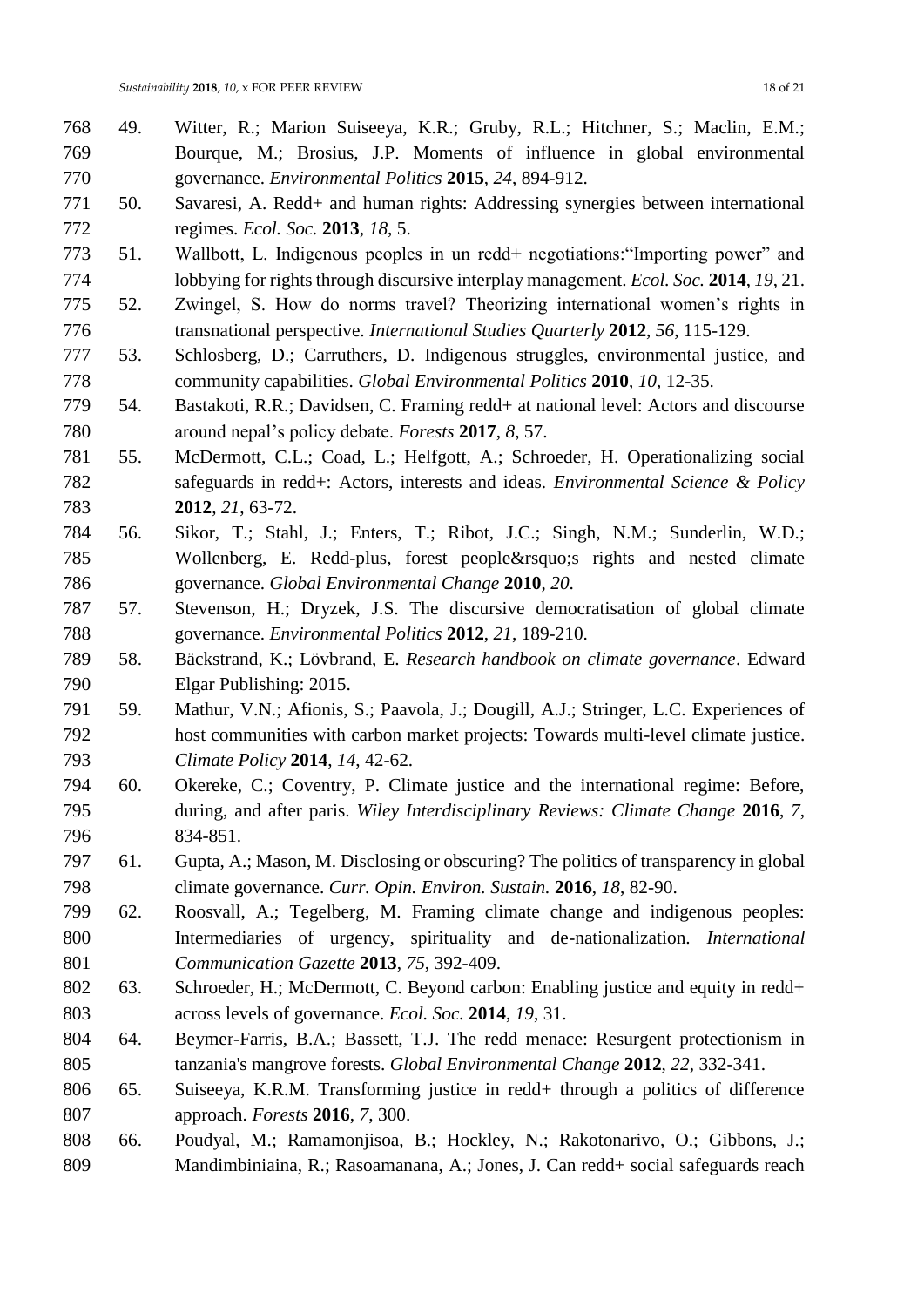49. Witter, R.; Marion Suiseeya, K.R.; Gruby, R.L.; Hitchner, S.; Maclin, E.M.; Bourque, M.; Brosius, J.P. Moments of influence in global environmental governance. *Environmental Politics* **2015**, *24*, 894-912.
50. Savaresi, A. Redd+ and human rights: Addressing synergies between international regimes. *Ecol. Soc.* **2013**, *18*, 5.
51. Wallbott, L. Indigenous peoples in un redd+ negotiations:"Importing power" and lobbying for rights through discursive interplay management. *Ecol. Soc.* **2014**, *19*, 21.
52. Zwingel, S. How do norms travel? Theorizing international women's rights in transnational perspective. *International Studies Quarterly* **2012**, *56*, 115-129.
53. Schlosberg, D.; Carruthers, D. Indigenous struggles, environmental justice, and community capabilities. *Global Environmental Politics* **2010**, *10*, 12-35.
54. Bastakoti, R.R.; Davidsen, C. Framing redd+ at national level: Actors and discourse around nepal's policy debate. *Forests* **2017**, *8*, 57.
55. McDermott, C.L.; Coad, L.; Helfgott, A.; Schroeder, H. Operationalizing social safeguards in redd+: Actors, interests and ideas. *Environmental Science & Policy* **2012**, *21*, 63-72.
56. Sikor, T.; Stahl, J.; Enters, T.; Ribot, J.C.; Singh, N.M.; Sunderlin, W.D.; Wollenberg, E. Redd-plus, forest people&rsquo;s rights and nested climate governance. *Global Environmental Change* **2010**, *20*.
57. Stevenson, H.; Dryzek, J.S. The discursive democratisation of global climate governance. *Environmental Politics* **2012**, *21*, 189-210.
58. Bäckstrand, K.; Lövbrand, E. *Research handbook on climate governance*. Edward Elgar Publishing: 2015.
59. Mathur, V.N.; Afionis, S.; Paavola, J.; Dougill, A.J.; Stringer, L.C. Experiences of host communities with carbon market projects: Towards multi-level climate justice. *Climate Policy* **2014**, *14*, 42-62.
60. Okereke, C.; Coventry, P. Climate justice and the international regime: Before, during, and after paris. *Wiley Interdisciplinary Reviews: Climate Change* **2016**, *7*, 834-851.
61. Gupta, A.; Mason, M. Disclosing or obscuring? The politics of transparency in global climate governance. *Curr. Opin. Environ. Sustain.* **2016**, *18*, 82-90.
62. Roosvall, A.; Tegelberg, M. Framing climate change and indigenous peoples: Intermediaries of urgency, spirituality and de-nationalization. *International Communication Gazette* **2013**, *75*, 392-409.
63. Schroeder, H.; McDermott, C. Beyond carbon: Enabling justice and equity in redd+ across levels of governance. *Ecol. Soc.* **2014**, *19*, 31.
64. Beymer-Farris, B.A.; Bassett, T.J. The redd menace: Resurgent protectionism in tanzania's mangrove forests. *Global Environmental Change* **2012**, *22*, 332-341.
65. Suiseeya, K.R.M. Transforming justice in redd+ through a politics of difference approach. *Forests* **2016**, *7*, 300.
66. Poudyal, M.; Ramamonjisoa, B.; Hockley, N.; Rakotonarivo, O.; Gibbons, J.; Mandimbiniaina, R.; Rasoamanana, A.; Jones, J. Can redd+ social safeguards reach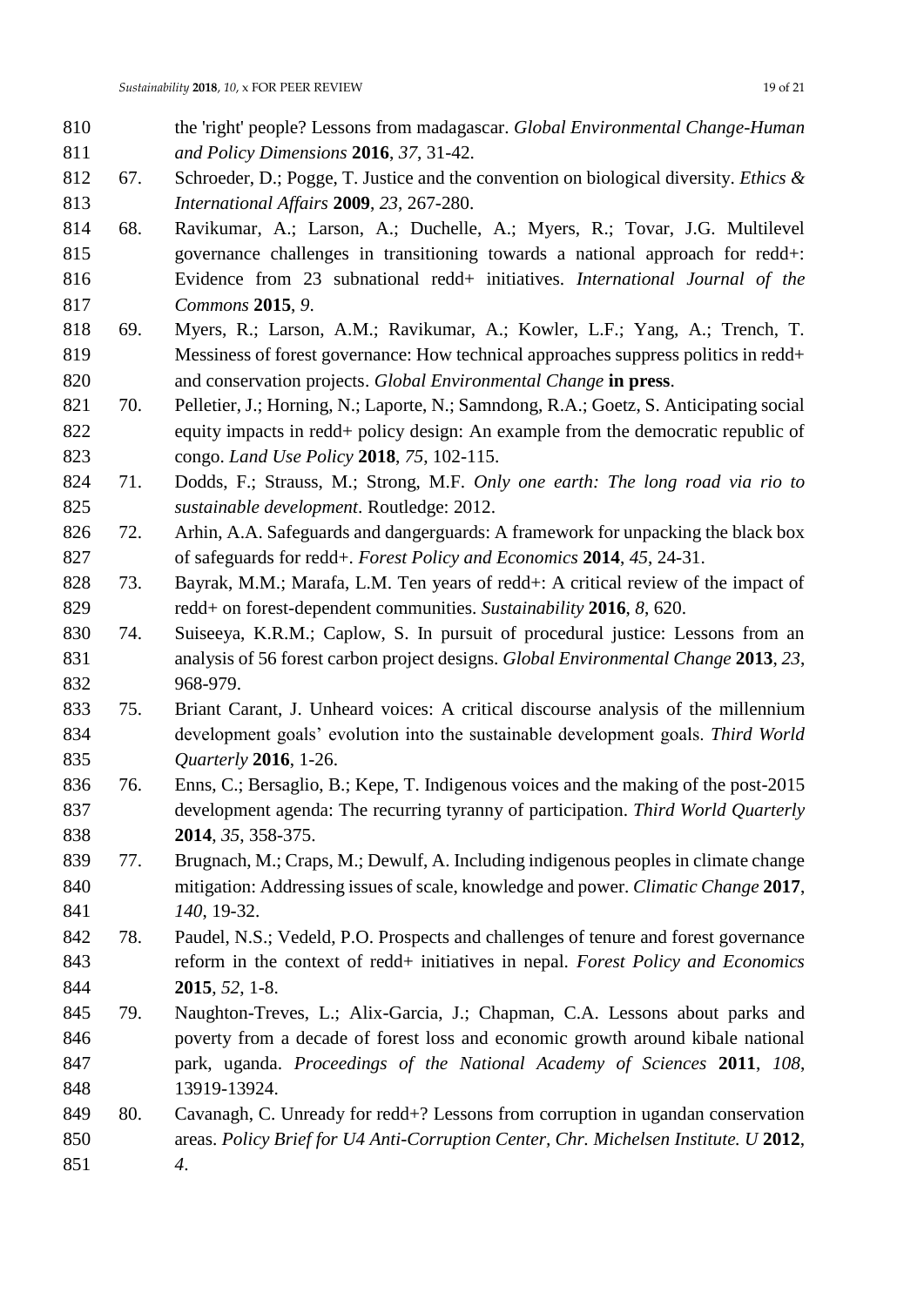the 'right' people? Lessons from madagascar. *Global Environmental Change-Human and Policy Dimensions* **2016**, *37*, 31-42.

67. Schroeder, D.; Pogge, T. Justice and the convention on biological diversity. *Ethics & International Affairs* **2009**, *23*, 267-280.
68. Ravikumar, A.; Larson, A.; Duchelle, A.; Myers, R.; Tovar, J.G. Multilevel governance challenges in transitioning towards a national approach for redd+: Evidence from 23 subnational redd+ initiatives. *International Journal of the Commons* **2015**, *9*.
69. Myers, R.; Larson, A.M.; Ravikumar, A.; Kowler, L.F.; Yang, A.; Trench, T. Messiness of forest governance: How technical approaches suppress politics in redd+ and conservation projects. *Global Environmental Change* **in press**.
70. Pelletier, J.; Horning, N.; Laporte, N.; Samndong, R.A.; Goetz, S. Anticipating social equity impacts in redd+ policy design: An example from the democratic republic of congo. *Land Use Policy* **2018**, *75*, 102-115.
71. Dodds, F.; Strauss, M.; Strong, M.F. *Only one earth: The long road via rio to sustainable development*. Routledge: 2012.
72. Arhin, A.A. Safeguards and dangerguards: A framework for unpacking the black box of safeguards for redd+. *Forest Policy and Economics* **2014**, *45*, 24-31.
73. Bayrak, M.M.; Marafa, L.M. Ten years of redd+: A critical review of the impact of redd+ on forest-dependent communities. *Sustainability* **2016**, *8*, 620.
74. Suiseeya, K.R.M.; Caplow, S. In pursuit of procedural justice: Lessons from an analysis of 56 forest carbon project designs. *Global Environmental Change* **2013**, *23*, 968-979.
75. Briant Carant, J. Unheard voices: A critical discourse analysis of the millennium development goals' evolution into the sustainable development goals. *Third World Quarterly* **2016**, 1-26.
76. Enns, C.; Bersaglio, B.; Kepe, T. Indigenous voices and the making of the post-2015 development agenda: The recurring tyranny of participation. *Third World Quarterly* **2014**, *35*, 358-375.
77. Brugnach, M.; Craps, M.; Dewulf, A. Including indigenous peoples in climate change mitigation: Addressing issues of scale, knowledge and power. *Climatic Change* **2017**, *140*, 19-32.
78. Paudel, N.S.; Vedeld, P.O. Prospects and challenges of tenure and forest governance reform in the context of redd+ initiatives in nepal. *Forest Policy and Economics* **2015**, *52*, 1-8.
79. Naughton-Treves, L.; Alix-Garcia, J.; Chapman, C.A. Lessons about parks and poverty from a decade of forest loss and economic growth around kibale national park, uganda. *Proceedings of the National Academy of Sciences* **2011**, *108*, 13919-13924.
80. Cavanagh, C. Unready for redd+? Lessons from corruption in ugandan conservation areas. *Policy Brief for U4 Anti-Corruption Center, Chr. Michelsen Institute. U* **2012**, *4*.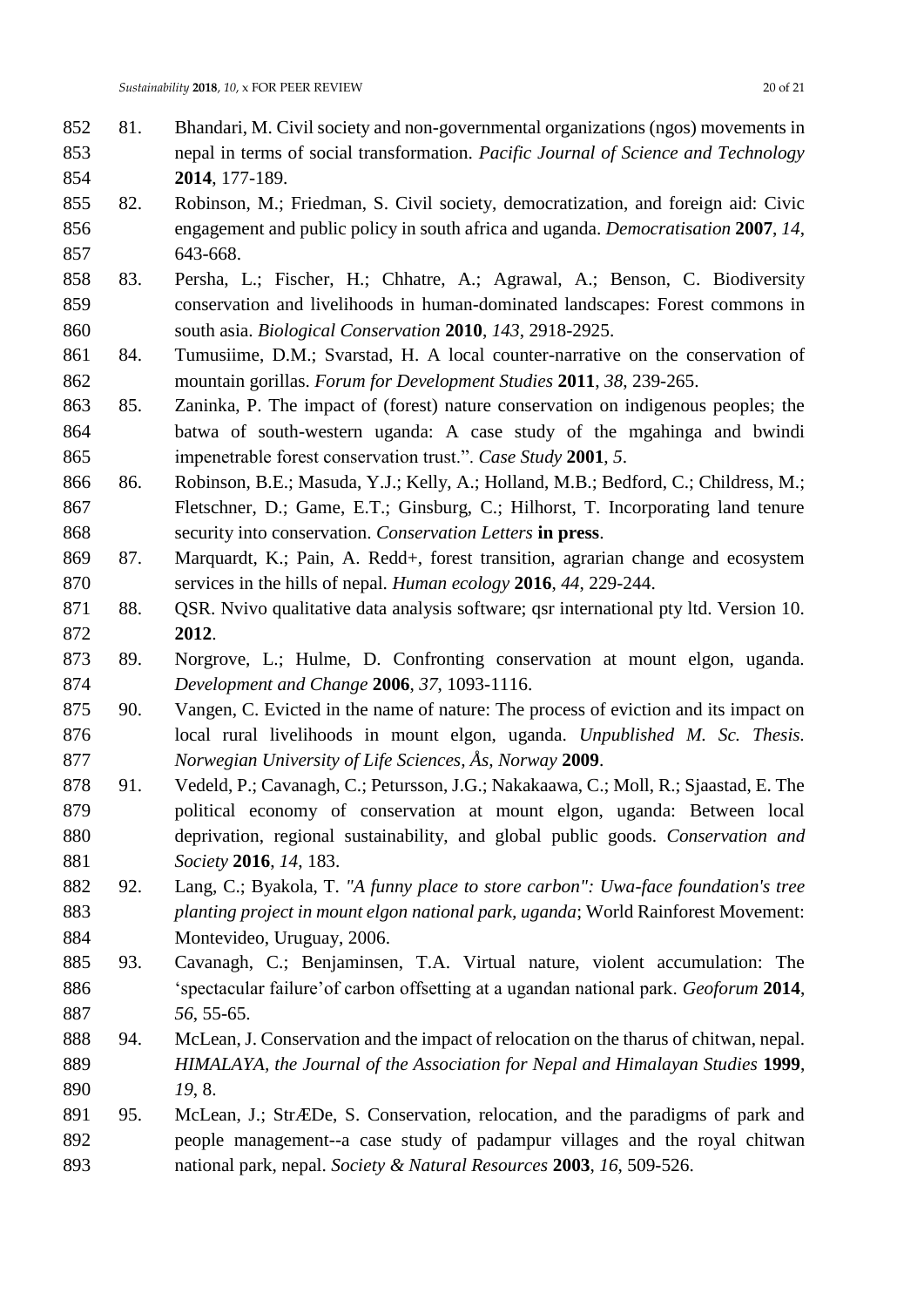81. Bhandari, M. Civil society and non-governmental organizations (ngos) movements in nepal in terms of social transformation. *Pacific Journal of Science and Technology* **2014**, 177-189.
82. Robinson, M.; Friedman, S. Civil society, democratization, and foreign aid: Civic engagement and public policy in south africa and uganda. *Democratisation* **2007**, *14*, 643-668.
83. Persha, L.; Fischer, H.; Chhatre, A.; Agrawal, A.; Benson, C. Biodiversity conservation and livelihoods in human-dominated landscapes: Forest commons in south asia. *Biological Conservation* **2010**, *143*, 2918-2925.
84. Tumusiime, D.M.; Svarstad, H. A local counter-narrative on the conservation of mountain gorillas. *Forum for Development Studies* **2011**, *38*, 239-265.
85. Zaninka, P. The impact of (forest) nature conservation on indigenous peoples; the batwa of south-western uganda: A case study of the mgahinga and bwindi impenetrable forest conservation trust.". *Case Study* **2001**, *5*.
86. Robinson, B.E.; Masuda, Y.J.; Kelly, A.; Holland, M.B.; Bedford, C.; Childress, M.; Fletschner, D.; Game, E.T.; Ginsburg, C.; Hilhorst, T. Incorporating land tenure security into conservation. *Conservation Letters* **in press**.
87. Marquardt, K.; Pain, A. Redd+, forest transition, agrarian change and ecosystem services in the hills of nepal. *Human ecology* **2016**, *44*, 229-244.
88. QSR. Nvivo qualitative data analysis software; qsr international pty ltd. Version 10. **2012**.
89. Norgrove, L.; Hulme, D. Confronting conservation at mount elgon, uganda. *Development and Change* **2006**, *37*, 1093-1116.
90. Vangen, C. Evicted in the name of nature: The process of eviction and its impact on local rural livelihoods in mount elgon, uganda. *Unpublished M. Sc. Thesis. Norwegian University of Life Sciences, Ås, Norway* **2009**.
91. Vedeld, P.; Cavanagh, C.; Petursson, J.G.; Nakakaawa, C.; Moll, R.; Sjaastad, E. The political economy of conservation at mount elgon, uganda: Between local deprivation, regional sustainability, and global public goods. *Conservation and Society* **2016**, *14*, 183.
92. Lang, C.; Byakola, T. *"A funny place to store carbon": Uwa-face foundation's tree planting project in mount elgon national park, uganda*; World Rainforest Movement: Montevideo, Uruguay, 2006.
93. Cavanagh, C.; Benjaminsen, T.A. Virtual nature, violent accumulation: The 'spectacular failure'of carbon offsetting at a ugandan national park. *Geoforum* **2014**, *56*, 55-65.
94. McLean, J. Conservation and the impact of relocation on the tharus of chitwan, nepal. *HIMALAYA, the Journal of the Association for Nepal and Himalayan Studies* **1999**, *19*, 8.
95. McLean, J.; StrÆDe, S. Conservation, relocation, and the paradigms of park and people management--a case study of padampur villages and the royal chitwan national park, nepal. *Society & Natural Resources* **2003**, *16*, 509-526.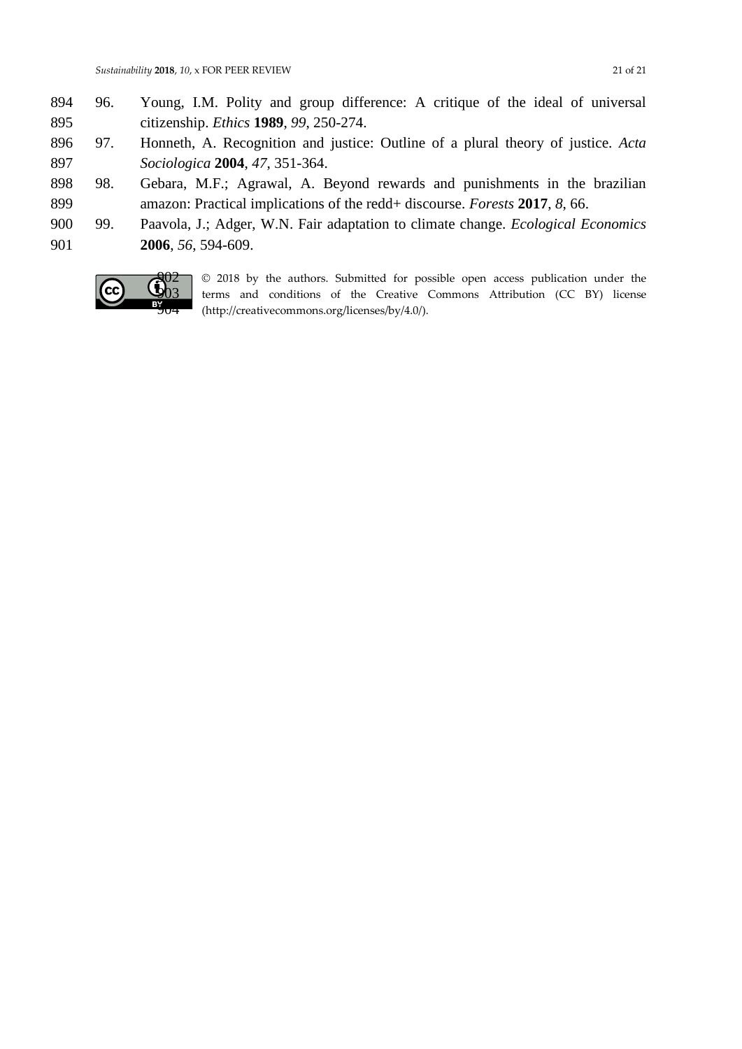96. Young, I.M. Polity and group difference: A critique of the ideal of universal citizenship. *Ethics* **1989**, *99*, 250-274.
97. Honneth, A. Recognition and justice: Outline of a plural theory of justice. *Acta Sociologica* **2004**, *47*, 351-364.
98. Gebara, M.F.; Agrawal, A. Beyond rewards and punishments in the brazilian amazon: Practical implications of the redd+ discourse. *Forests* **2017**, *8*, 66.
99. Paavola, J.; Adger, W.N. Fair adaptation to climate change. *Ecological Economics* **2006**, *56*, 594-609.

© 2018 by the authors. Submitted for possible open access publication under the terms and conditions of the Creative Commons Attribution (CC BY) license (http://creativecommons.org/licenses/by/4.0/).